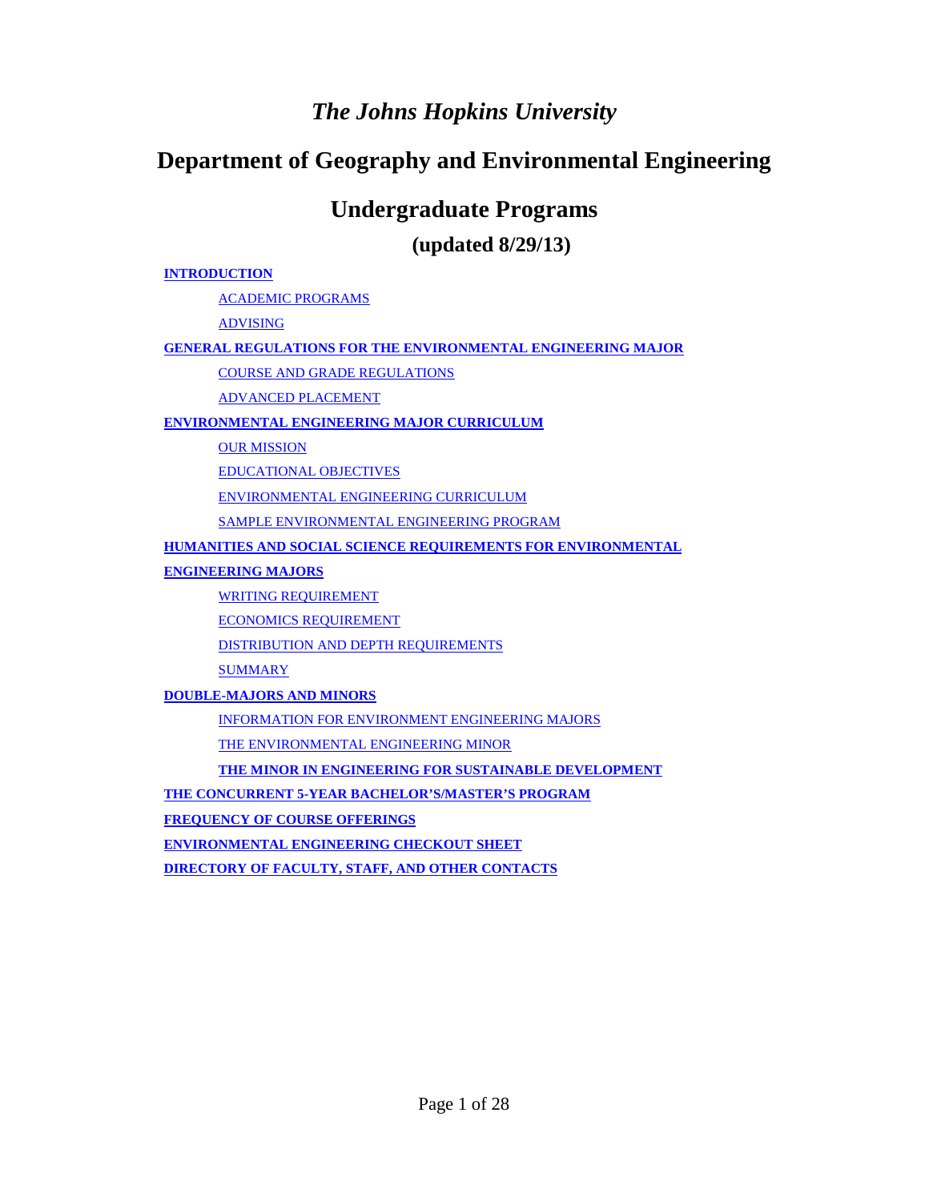# *The Johns Hopkins University*

# Department of Geography and Environmental Engineering

## Undergraduate Programs

### (updated 8/29/13)

**INTRODUCTION**

- ACADEMIC PROGRAMS
- ADVISING

**GENERAL REGULATIONS FOR THE ENVIRONMENTAL ENGINEERING MAJOR**

- COURSE AND GRADE REGULATIONS
- ADVANCED PLACEMENT

**ENVIRONMENTAL ENGINEERING MAJOR CURRICULUM**

- OUR MISSION
- EDUCATIONAL OBJECTIVES
- ENVIRONMENTAL ENGINEERING CURRICULUM
- SAMPLE ENVIRONMENTAL ENGINEERING PROGRAM

**HUMANITIES AND SOCIAL SCIENCE REQUIREMENTS FOR ENVIRONMENTAL ENGINEERING MAJORS**

- WRITING REQUIREMENT
- ECONOMICS REQUIREMENT
- DISTRIBUTION AND DEPTH REQUIREMENTS
- SUMMARY

**DOUBLE-MAJORS AND MINORS**

- INFORMATION FOR ENVIRONMENT ENGINEERING MAJORS
- THE ENVIRONMENTAL ENGINEERING MINOR
- **THE MINOR IN ENGINEERING FOR SUSTAINABLE DEVELOPMENT**

**THE CONCURRENT 5-YEAR BACHELOR'S/MASTER'S PROGRAM**

**FREQUENCY OF COURSE OFFERINGS**

**ENVIRONMENTAL ENGINEERING CHECKOUT SHEET**

**DIRECTORY OF FACULTY, STAFF, AND OTHER CONTACTS**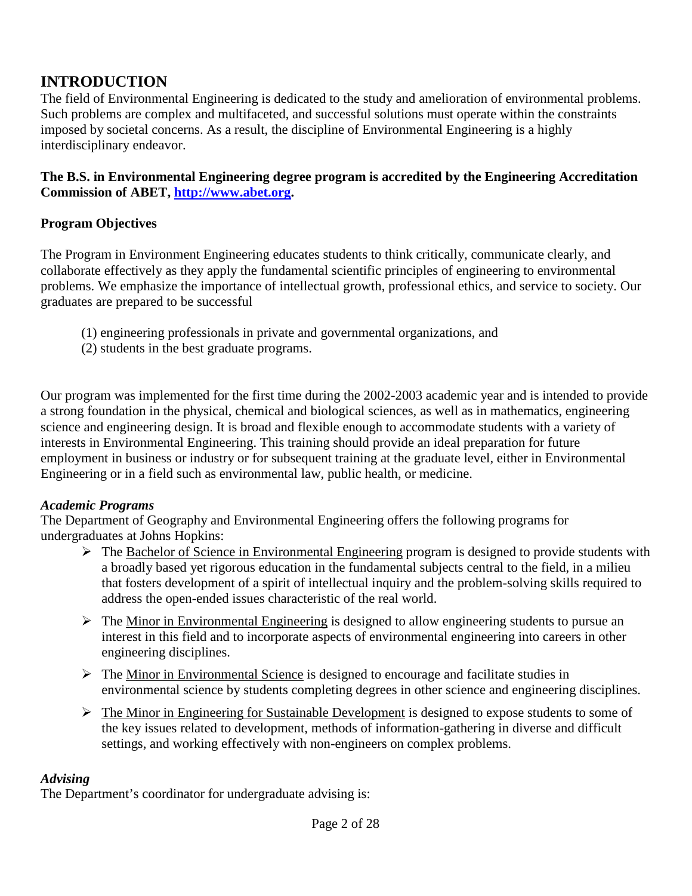# INTRODUCTION

The field of Environmental Engineering is dedicated to the study and amelioration of environmental problems. Such problems are complex and multifaceted, and successful solutions must operate within the constraints imposed by societal concerns. As a result, the discipline of Environmental Engineering is a highly interdisciplinary endeavor.

**The B.S. in Environmental Engineering degree program is accredited by the Engineering Accreditation Commission of ABET, [http://www.abet.org](http://www.abet.org).**

**Program Objectives**

The Program in Environment Engineering educates students to think critically, communicate clearly, and collaborate effectively as they apply the fundamental scientific principles of engineering to environmental problems. We emphasize the importance of intellectual growth, professional ethics, and service to society. Our graduates are prepared to be successful

(1) engineering professionals in private and governmental organizations, and
(2) students in the best graduate programs.

Our program was implemented for the first time during the 2002-2003 academic year and is intended to provide a strong foundation in the physical, chemical and biological sciences, as well as in mathematics, engineering science and engineering design. It is broad and flexible enough to accommodate students with a variety of interests in Environmental Engineering. This training should provide an ideal preparation for future employment in business or industry or for subsequent training at the graduate level, either in Environmental Engineering or in a field such as environmental law, public health, or medicine.

### *Academic Programs*

The Department of Geography and Environmental Engineering offers the following programs for undergraduates at Johns Hopkins:

- The Bachelor of Science in Environmental Engineering program is designed to provide students with a broadly based yet rigorous education in the fundamental subjects central to the field, in a milieu that fosters development of a spirit of intellectual inquiry and the problem-solving skills required to address the open-ended issues characteristic of the real world.
- The Minor in Environmental Engineering is designed to allow engineering students to pursue an interest in this field and to incorporate aspects of environmental engineering into careers in other engineering disciplines.
- The Minor in Environmental Science is designed to encourage and facilitate studies in environmental science by students completing degrees in other science and engineering disciplines.
- The Minor in Engineering for Sustainable Development is designed to expose students to some of the key issues related to development, methods of information-gathering in diverse and difficult settings, and working effectively with non-engineers on complex problems.

### *Advising*

The Department's coordinator for undergraduate advising is: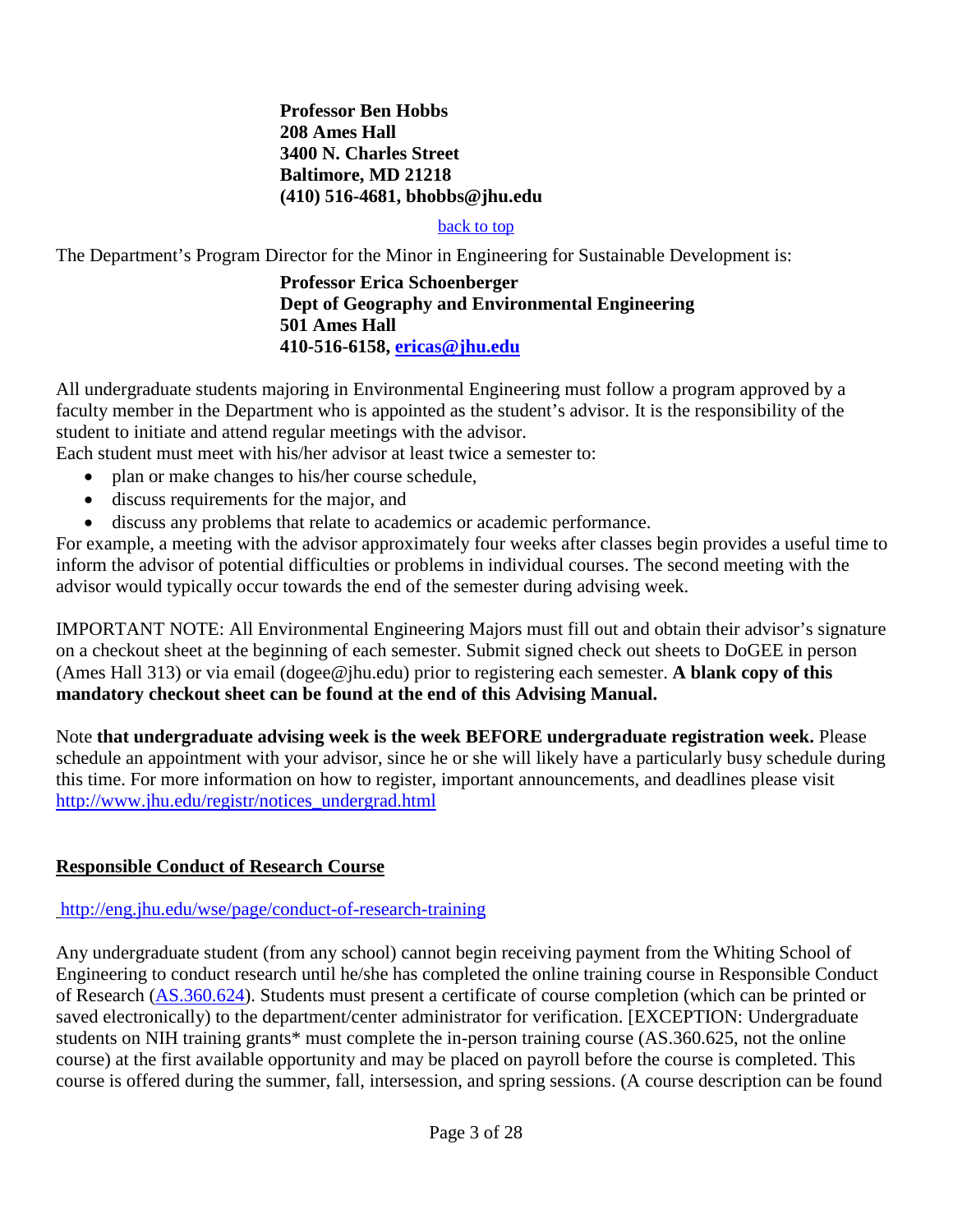**Professor Ben Hobbs**
**208 Ames Hall**
**3400 N. Charles Street**
**Baltimore, MD 21218**
**(410) 516-4681, bhobbs@jhu.edu**

[back to top](#)

The Department's Program Director for the Minor in Engineering for Sustainable Development is:

**Professor Erica Schoenberger**
**Dept of Geography and Environmental Engineering**
**501 Ames Hall**
**410-516-6158, [ericas@jhu.edu](mailto:ericas@jhu.edu)**

All undergraduate students majoring in Environmental Engineering must follow a program approved by a faculty member in the Department who is appointed as the student's advisor. It is the responsibility of the student to initiate and attend regular meetings with the advisor.

Each student must meet with his/her advisor at least twice a semester to:

- plan or make changes to his/her course schedule,
- discuss requirements for the major, and
- discuss any problems that relate to academics or academic performance.

For example, a meeting with the advisor approximately four weeks after classes begin provides a useful time to inform the advisor of potential difficulties or problems in individual courses. The second meeting with the advisor would typically occur towards the end of the semester during advising week.

IMPORTANT NOTE: All Environmental Engineering Majors must fill out and obtain their advisor's signature on a checkout sheet at the beginning of each semester. Submit signed check out sheets to DoGEE in person (Ames Hall 313) or via email (dogee@jhu.edu) prior to registering each semester. **A blank copy of this mandatory checkout sheet can be found at the end of this Advising Manual.**

Note **that undergraduate advising week is the week BEFORE undergraduate registration week.** Please schedule an appointment with your advisor, since he or she will likely have a particularly busy schedule during this time. For more information on how to register, important announcements, and deadlines please visit [http://www.jhu.edu/registr/notices_undergrad.html](http://www.jhu.edu/registr/notices_undergrad.html)

## Responsible Conduct of Research Course

[http://eng.jhu.edu/wse/page/conduct-of-research-training](http://eng.jhu.edu/wse/page/conduct-of-research-training)

Any undergraduate student (from any school) cannot begin receiving payment from the Whiting School of Engineering to conduct research until he/she has completed the online training course in Responsible Conduct of Research ([AS.360.624](#)). Students must present a certificate of course completion (which can be printed or saved electronically) to the department/center administrator for verification. [EXCEPTION: Undergraduate students on NIH training grants* must complete the in-person training course (AS.360.625, not the online course) at the first available opportunity and may be placed on payroll before the course is completed. This course is offered during the summer, fall, intersession, and spring sessions. (A course description can be found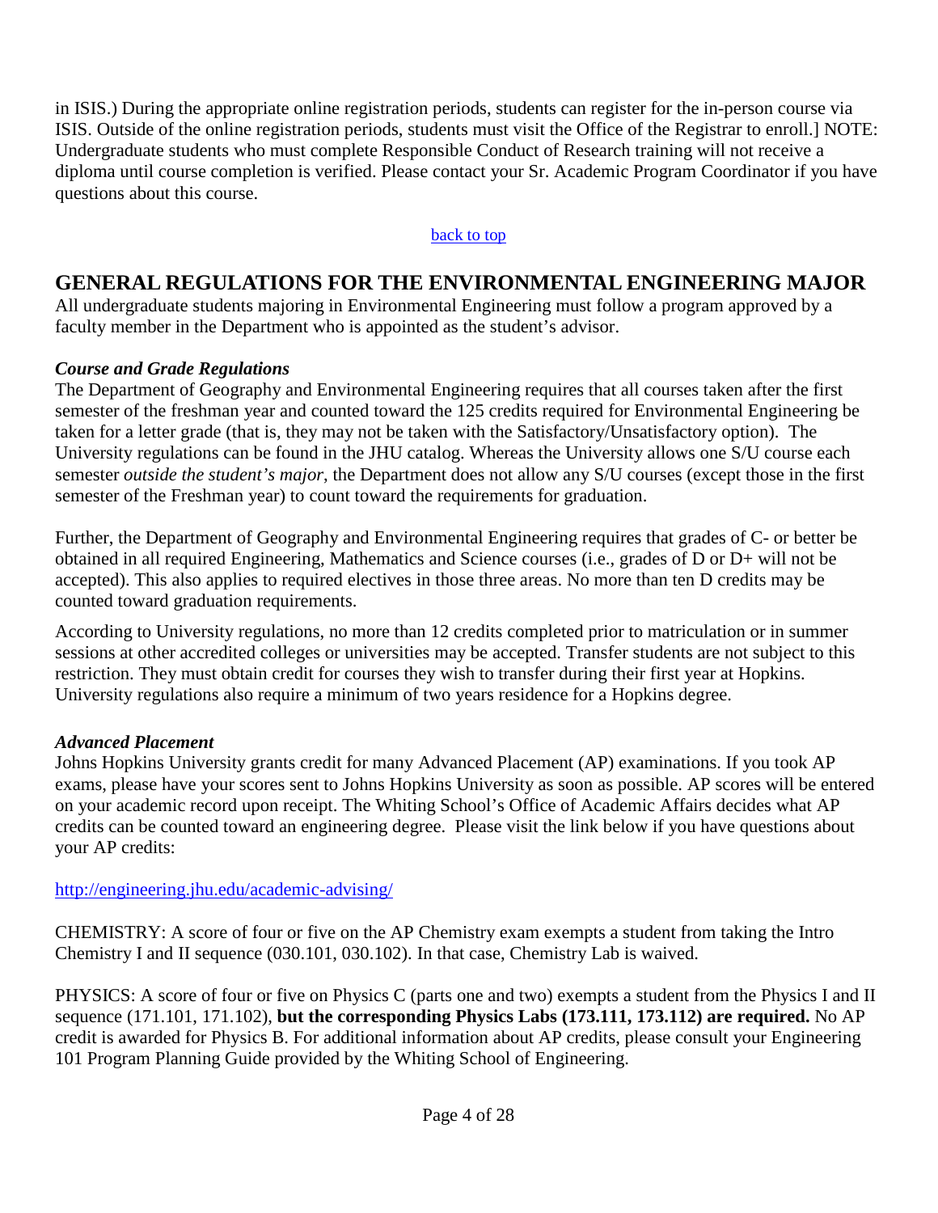in ISIS.) During the appropriate online registration periods, students can register for the in-person course via ISIS. Outside of the online registration periods, students must visit the Office of the Registrar to enroll.] NOTE: Undergraduate students who must complete Responsible Conduct of Research training will not receive a diploma until course completion is verified. Please contact your Sr. Academic Program Coordinator if you have questions about this course.

[back to top]

## GENERAL REGULATIONS FOR THE ENVIRONMENTAL ENGINEERING MAJOR

All undergraduate students majoring in Environmental Engineering must follow a program approved by a faculty member in the Department who is appointed as the student's advisor.

### *Course and Grade Regulations*

The Department of Geography and Environmental Engineering requires that all courses taken after the first semester of the freshman year and counted toward the 125 credits required for Environmental Engineering be taken for a letter grade (that is, they may not be taken with the Satisfactory/Unsatisfactory option). The University regulations can be found in the JHU catalog. Whereas the University allows one S/U course each semester *outside the student's major*, the Department does not allow any S/U courses (except those in the first semester of the Freshman year) to count toward the requirements for graduation.

Further, the Department of Geography and Environmental Engineering requires that grades of C- or better be obtained in all required Engineering, Mathematics and Science courses (i.e., grades of D or D+ will not be accepted). This also applies to required electives in those three areas. No more than ten D credits may be counted toward graduation requirements.

According to University regulations, no more than 12 credits completed prior to matriculation or in summer sessions at other accredited colleges or universities may be accepted. Transfer students are not subject to this restriction. They must obtain credit for courses they wish to transfer during their first year at Hopkins. University regulations also require a minimum of two years residence for a Hopkins degree.

### *Advanced Placement*

Johns Hopkins University grants credit for many Advanced Placement (AP) examinations. If you took AP exams, please have your scores sent to Johns Hopkins University as soon as possible. AP scores will be entered on your academic record upon receipt. The Whiting School's Office of Academic Affairs decides what AP credits can be counted toward an engineering degree. Please visit the link below if you have questions about your AP credits:

http://engineering.jhu.edu/academic-advising/

CHEMISTRY: A score of four or five on the AP Chemistry exam exempts a student from taking the Intro Chemistry I and II sequence (030.101, 030.102). In that case, Chemistry Lab is waived.

PHYSICS: A score of four or five on Physics C (parts one and two) exempts a student from the Physics I and II sequence (171.101, 171.102), **but the corresponding Physics Labs (173.111, 173.112) are required.** No AP credit is awarded for Physics B. For additional information about AP credits, please consult your Engineering 101 Program Planning Guide provided by the Whiting School of Engineering.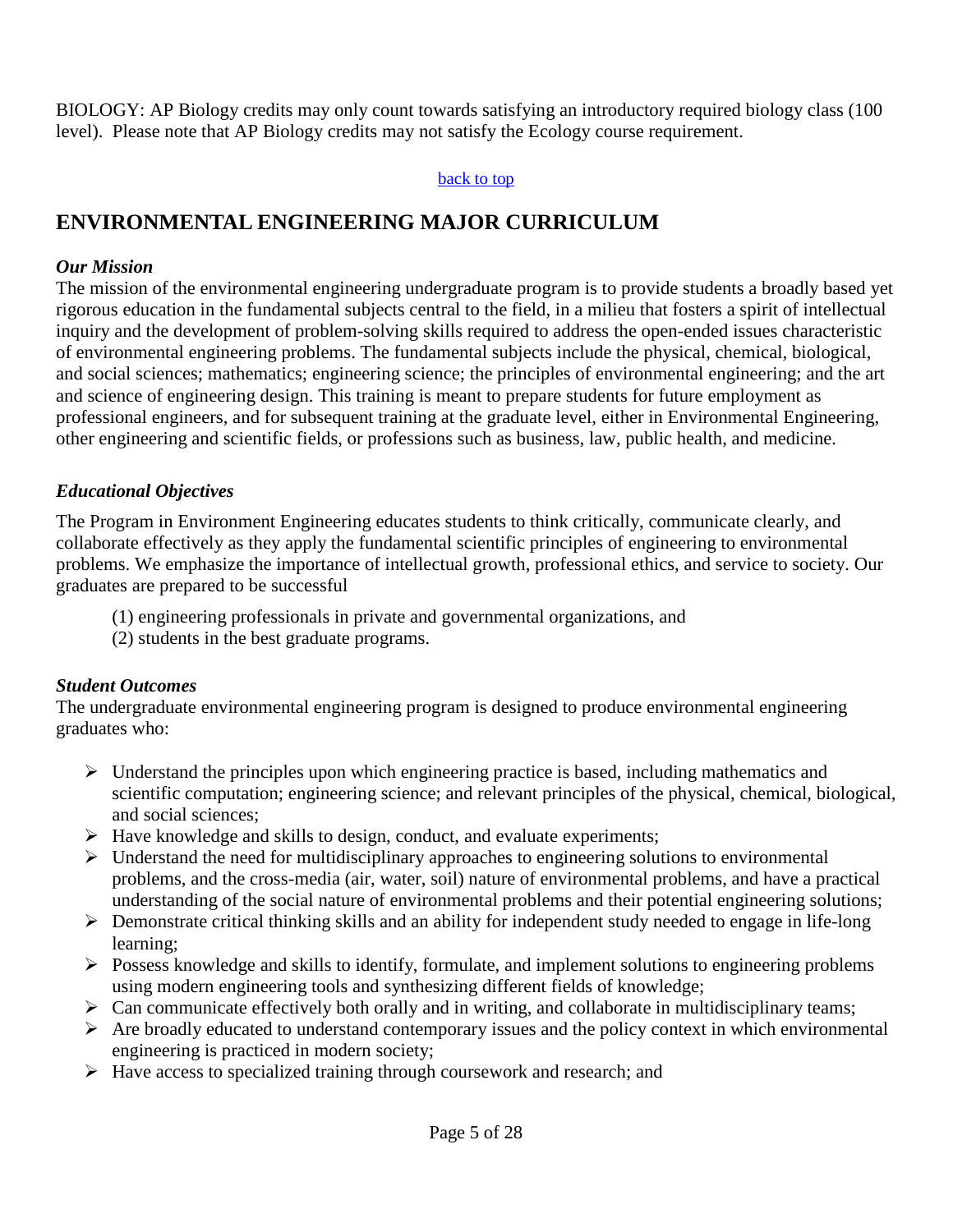BIOLOGY: AP Biology credits may only count towards satisfying an introductory required biology class (100 level). Please note that AP Biology credits may not satisfy the Ecology course requirement.

[back to top]

## ENVIRONMENTAL ENGINEERING MAJOR CURRICULUM

***Our Mission***

The mission of the environmental engineering undergraduate program is to provide students a broadly based yet rigorous education in the fundamental subjects central to the field, in a milieu that fosters a spirit of intellectual inquiry and the development of problem-solving skills required to address the open-ended issues characteristic of environmental engineering problems. The fundamental subjects include the physical, chemical, biological, and social sciences; mathematics; engineering science; the principles of environmental engineering; and the art and science of engineering design. This training is meant to prepare students for future employment as professional engineers, and for subsequent training at the graduate level, either in Environmental Engineering, other engineering and scientific fields, or professions such as business, law, public health, and medicine.

***Educational Objectives***

The Program in Environment Engineering educates students to think critically, communicate clearly, and collaborate effectively as they apply the fundamental scientific principles of engineering to environmental problems. We emphasize the importance of intellectual growth, professional ethics, and service to society. Our graduates are prepared to be successful

(1) engineering professionals in private and governmental organizations, and
(2) students in the best graduate programs.

***Student Outcomes***

The undergraduate environmental engineering program is designed to produce environmental engineering graduates who:

- Understand the principles upon which engineering practice is based, including mathematics and scientific computation; engineering science; and relevant principles of the physical, chemical, biological, and social sciences;
- Have knowledge and skills to design, conduct, and evaluate experiments;
- Understand the need for multidisciplinary approaches to engineering solutions to environmental problems, and the cross-media (air, water, soil) nature of environmental problems, and have a practical understanding of the social nature of environmental problems and their potential engineering solutions;
- Demonstrate critical thinking skills and an ability for independent study needed to engage in life-long learning;
- Possess knowledge and skills to identify, formulate, and implement solutions to engineering problems using modern engineering tools and synthesizing different fields of knowledge;
- Can communicate effectively both orally and in writing, and collaborate in multidisciplinary teams;
- Are broadly educated to understand contemporary issues and the policy context in which environmental engineering is practiced in modern society;
- Have access to specialized training through coursework and research; and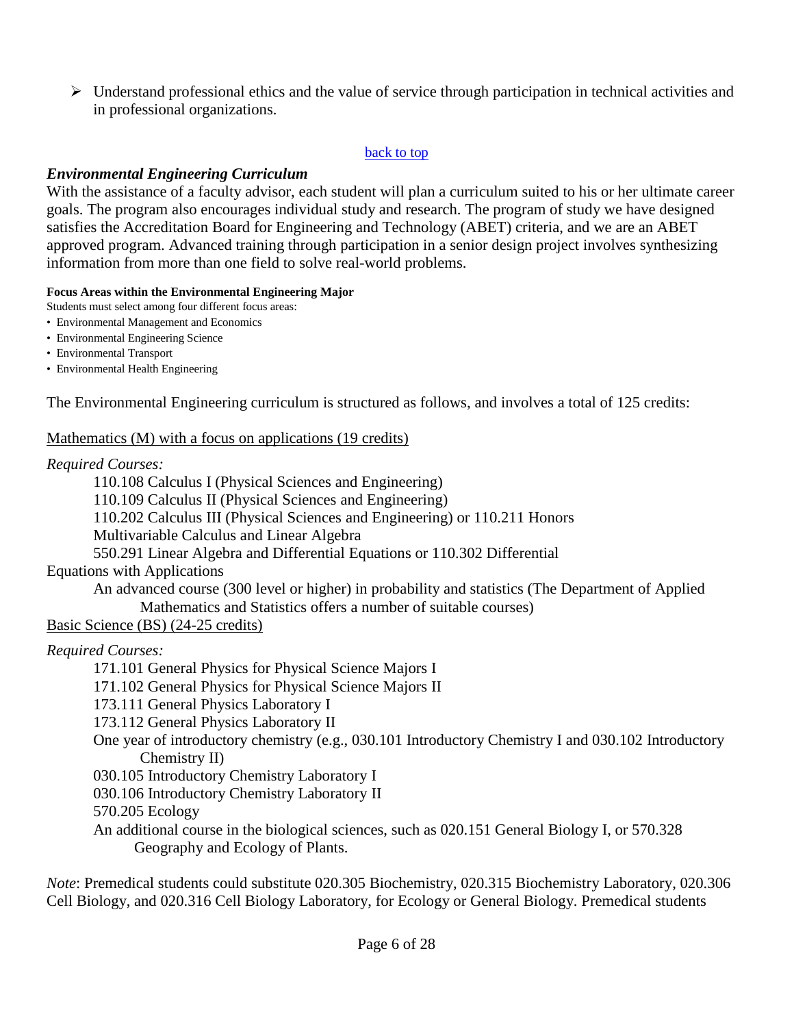- Understand professional ethics and the value of service through participation in technical activities and in professional organizations.

back to top

### *Environmental Engineering Curriculum*

With the assistance of a faculty advisor, each student will plan a curriculum suited to his or her ultimate career goals. The program also encourages individual study and research. The program of study we have designed satisfies the Accreditation Board for Engineering and Technology (ABET) criteria, and we are an ABET approved program. Advanced training through participation in a senior design project involves synthesizing information from more than one field to solve real-world problems.

**Focus Areas within the Environmental Engineering Major**

Students must select among four different focus areas:

- Environmental Management and Economics
- Environmental Engineering Science
- Environmental Transport
- Environmental Health Engineering

The Environmental Engineering curriculum is structured as follows, and involves a total of 125 credits:

Mathematics (M) with a focus on applications (19 credits)

*Required Courses:*

- 110.108 Calculus I (Physical Sciences and Engineering)
- 110.109 Calculus II (Physical Sciences and Engineering)
- 110.202 Calculus III (Physical Sciences and Engineering) or 110.211 Honors Multivariable Calculus and Linear Algebra
- 550.291 Linear Algebra and Differential Equations or 110.302 Differential Equations with Applications
- An advanced course (300 level or higher) in probability and statistics (The Department of Applied Mathematics and Statistics offers a number of suitable courses)

Basic Science (BS) (24-25 credits)

*Required Courses:*

- 171.101 General Physics for Physical Science Majors I
- 171.102 General Physics for Physical Science Majors II
- 173.111 General Physics Laboratory I
- 173.112 General Physics Laboratory II
- One year of introductory chemistry (e.g., 030.101 Introductory Chemistry I and 030.102 Introductory Chemistry II)
- 030.105 Introductory Chemistry Laboratory I
- 030.106 Introductory Chemistry Laboratory II
- 570.205 Ecology
- An additional course in the biological sciences, such as 020.151 General Biology I, or 570.328 Geography and Ecology of Plants.

*Note*: Premedical students could substitute 020.305 Biochemistry, 020.315 Biochemistry Laboratory, 020.306 Cell Biology, and 020.316 Cell Biology Laboratory, for Ecology or General Biology. Premedical students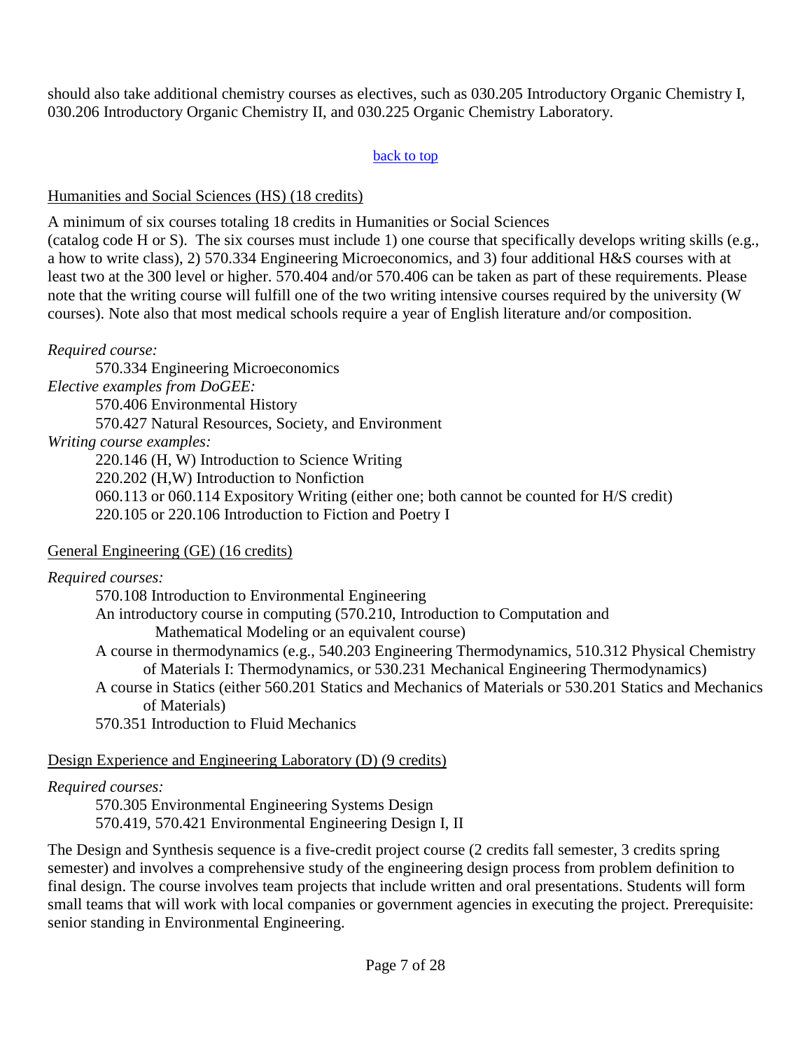should also take additional chemistry courses as electives, such as 030.205 Introductory Organic Chemistry I, 030.206 Introductory Organic Chemistry II, and 030.225 Organic Chemistry Laboratory.

back to top

Humanities and Social Sciences (HS) (18 credits)

A minimum of six courses totaling 18 credits in Humanities or Social Sciences (catalog code H or S). The six courses must include 1) one course that specifically develops writing skills (e.g., a how to write class), 2) 570.334 Engineering Microeconomics, and 3) four additional H&S courses with at least two at the 300 level or higher. 570.404 and/or 570.406 can be taken as part of these requirements. Please note that the writing course will fulfill one of the two writing intensive courses required by the university (W courses). Note also that most medical schools require a year of English literature and/or composition.

*Required course:*

- 570.334 Engineering Microeconomics

*Elective examples from DoGEE:*

- 570.406 Environmental History
- 570.427 Natural Resources, Society, and Environment

*Writing course examples:*

- 220.146 (H, W) Introduction to Science Writing
- 220.202 (H,W) Introduction to Nonfiction
- 060.113 or 060.114 Expository Writing (either one; both cannot be counted for H/S credit)
- 220.105 or 220.106 Introduction to Fiction and Poetry I

General Engineering (GE) (16 credits)

*Required courses:*

- 570.108 Introduction to Environmental Engineering
- An introductory course in computing (570.210, Introduction to Computation and Mathematical Modeling or an equivalent course)
- A course in thermodynamics (e.g., 540.203 Engineering Thermodynamics, 510.312 Physical Chemistry of Materials I: Thermodynamics, or 530.231 Mechanical Engineering Thermodynamics)
- A course in Statics (either 560.201 Statics and Mechanics of Materials or 530.201 Statics and Mechanics of Materials)
- 570.351 Introduction to Fluid Mechanics

Design Experience and Engineering Laboratory (D) (9 credits)

*Required courses:*

- 570.305 Environmental Engineering Systems Design
- 570.419, 570.421 Environmental Engineering Design I, II

The Design and Synthesis sequence is a five-credit project course (2 credits fall semester, 3 credits spring semester) and involves a comprehensive study of the engineering design process from problem definition to final design. The course involves team projects that include written and oral presentations. Students will form small teams that will work with local companies or government agencies in executing the project. Prerequisite: senior standing in Environmental Engineering.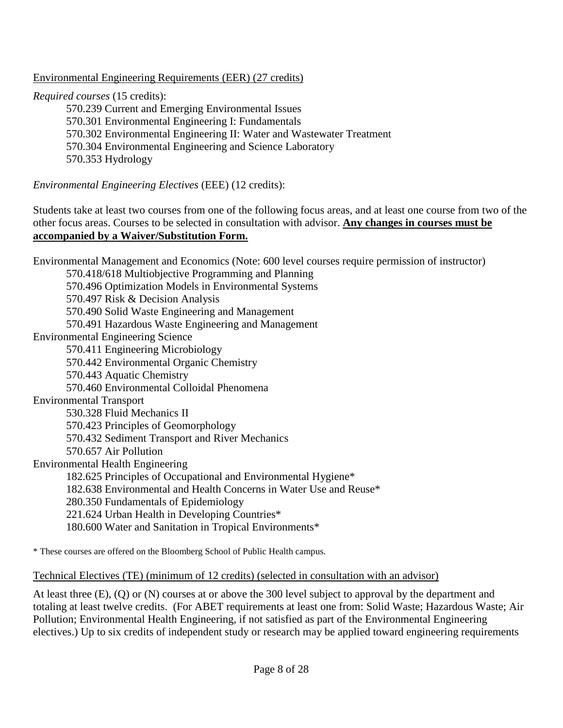Environmental Engineering Requirements (EER) (27 credits)

*Required courses* (15 credits):

- 570.239 Current and Emerging Environmental Issues
- 570.301 Environmental Engineering I: Fundamentals
- 570.302 Environmental Engineering II: Water and Wastewater Treatment
- 570.304 Environmental Engineering and Science Laboratory
- 570.353 Hydrology

*Environmental Engineering Electives* (EEE) (12 credits):

Students take at least two courses from one of the following focus areas, and at least one course from two of the other focus areas. Courses to be selected in consultation with advisor. **Any changes in courses must be accompanied by a Waiver/Substitution Form.**

Environmental Management and Economics (Note: 600 level courses require permission of instructor)

- 570.418/618 Multiobjective Programming and Planning
- 570.496 Optimization Models in Environmental Systems
- 570.497 Risk & Decision Analysis
- 570.490 Solid Waste Engineering and Management
- 570.491 Hazardous Waste Engineering and Management

Environmental Engineering Science

- 570.411 Engineering Microbiology
- 570.442 Environmental Organic Chemistry
- 570.443 Aquatic Chemistry
- 570.460 Environmental Colloidal Phenomena

Environmental Transport

- 530.328 Fluid Mechanics II
- 570.423 Principles of Geomorphology
- 570.432 Sediment Transport and River Mechanics
- 570.657 Air Pollution

Environmental Health Engineering

- 182.625 Principles of Occupational and Environmental Hygiene*
- 182.638 Environmental and Health Concerns in Water Use and Reuse*
- 280.350 Fundamentals of Epidemiology
- 221.624 Urban Health in Developing Countries*
- 180.600 Water and Sanitation in Tropical Environments*

\* These courses are offered on the Bloomberg School of Public Health campus.

Technical Electives (TE) (minimum of 12 credits) (selected in consultation with an advisor)

At least three (E), (Q) or (N) courses at or above the 300 level subject to approval by the department and totaling at least twelve credits. (For ABET requirements at least one from: Solid Waste; Hazardous Waste; Air Pollution; Environmental Health Engineering, if not satisfied as part of the Environmental Engineering electives.) Up to six credits of independent study or research may be applied toward engineering requirements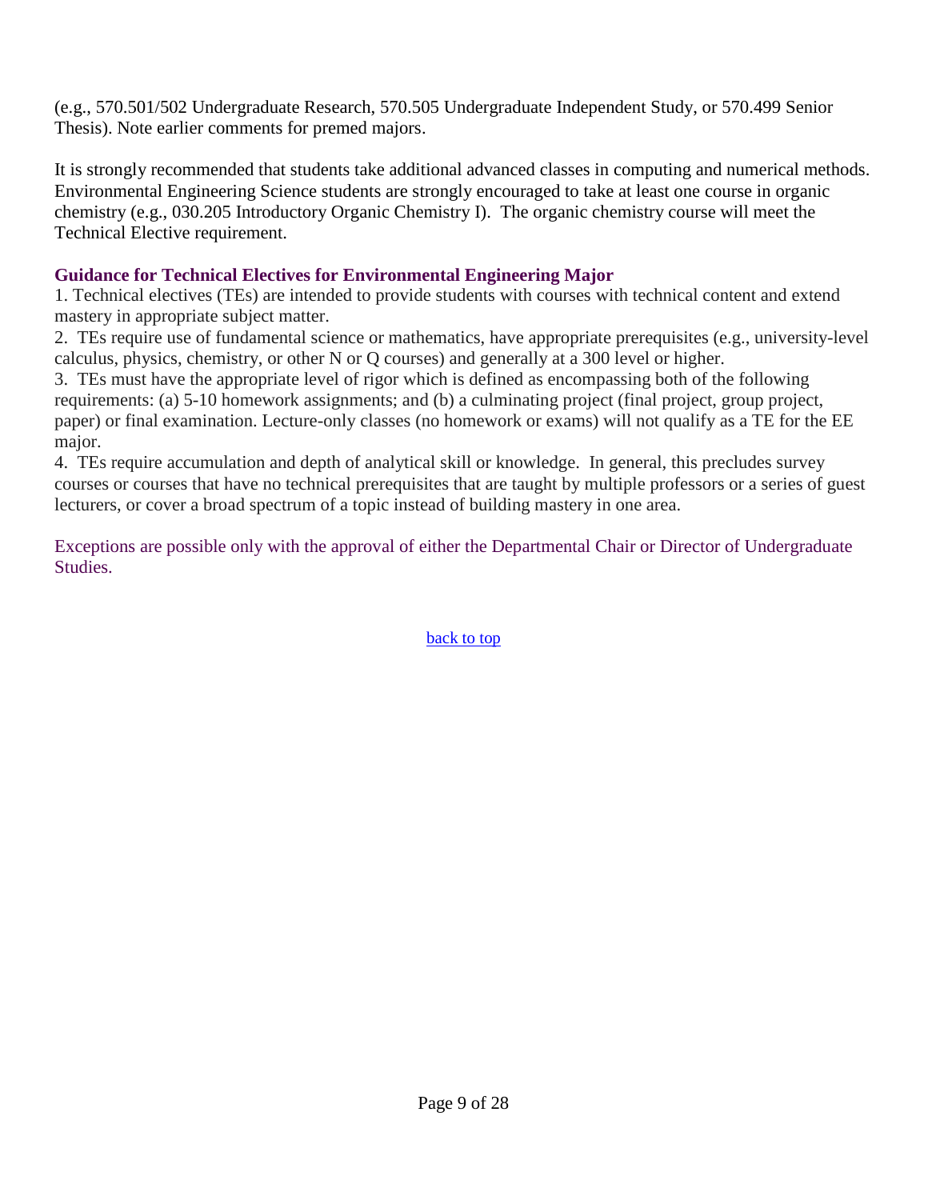(e.g., 570.501/502 Undergraduate Research, 570.505 Undergraduate Independent Study, or 570.499 Senior Thesis). Note earlier comments for premed majors.

It is strongly recommended that students take additional advanced classes in computing and numerical methods. Environmental Engineering Science students are strongly encouraged to take at least one course in organic chemistry (e.g., 030.205 Introductory Organic Chemistry I). The organic chemistry course will meet the Technical Elective requirement.

### Guidance for Technical Electives for Environmental Engineering Major

1. Technical electives (TEs) are intended to provide students with courses with technical content and extend mastery in appropriate subject matter.
2. TEs require use of fundamental science or mathematics, have appropriate prerequisites (e.g., university-level calculus, physics, chemistry, or other N or Q courses) and generally at a 300 level or higher.
3. TEs must have the appropriate level of rigor which is defined as encompassing both of the following requirements: (a) 5-10 homework assignments; and (b) a culminating project (final project, group project, paper) or final examination. Lecture-only classes (no homework or exams) will not qualify as a TE for the EE major.
4. TEs require accumulation and depth of analytical skill or knowledge. In general, this precludes survey courses or courses that have no technical prerequisites that are taught by multiple professors or a series of guest lecturers, or cover a broad spectrum of a topic instead of building mastery in one area.

Exceptions are possible only with the approval of either the Departmental Chair or Director of Undergraduate Studies.

back to top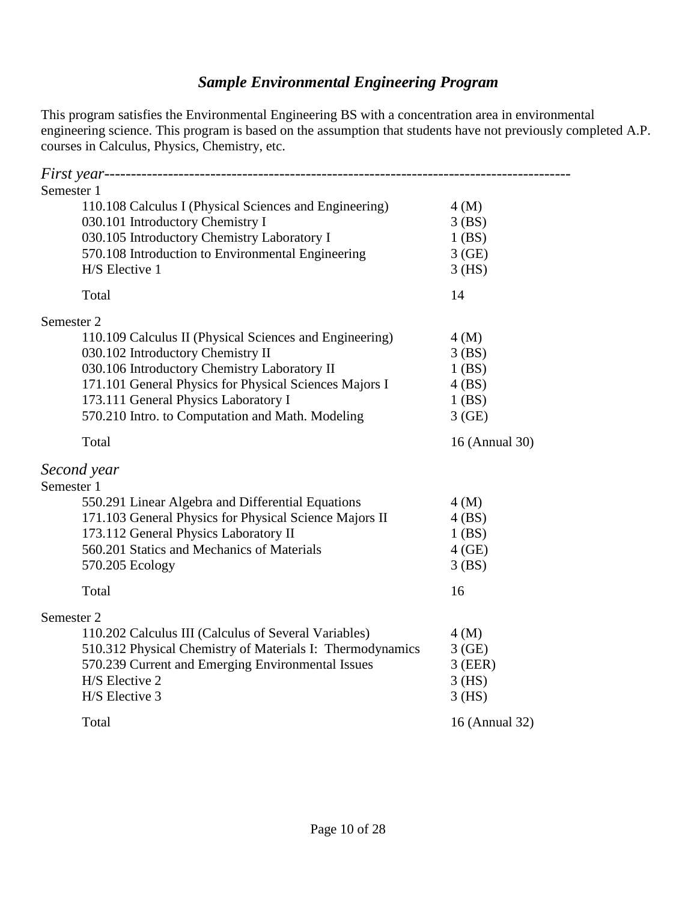## *Sample Environmental Engineering Program*

This program satisfies the Environmental Engineering BS with a concentration area in environmental engineering science. This program is based on the assumption that students have not previously completed A.P. courses in Calculus, Physics, Chemistry, etc.

### *First year*

Semester 1

| Course | Credits |
|---|---|
| 110.108 Calculus I (Physical Sciences and Engineering) | 4 (M) |
| 030.101 Introductory Chemistry I | 3 (BS) |
| 030.105 Introductory Chemistry Laboratory I | 1 (BS) |
| 570.108 Introduction to Environmental Engineering | 3 (GE) |
| H/S Elective 1 | 3 (HS) |
| Total | 14 |

Semester 2

| Course | Credits |
|---|---|
| 110.109 Calculus II (Physical Sciences and Engineering) | 4 (M) |
| 030.102 Introductory Chemistry II | 3 (BS) |
| 030.106 Introductory Chemistry Laboratory II | 1 (BS) |
| 171.101 General Physics for Physical Sciences Majors I | 4 (BS) |
| 173.111 General Physics Laboratory I | 1 (BS) |
| 570.210 Intro. to Computation and Math. Modeling | 3 (GE) |
| Total | 16 (Annual 30) |

### *Second year*

Semester 1

| Course | Credits |
|---|---|
| 550.291 Linear Algebra and Differential Equations | 4 (M) |
| 171.103 General Physics for Physical Science Majors II | 4 (BS) |
| 173.112 General Physics Laboratory II | 1 (BS) |
| 560.201 Statics and Mechanics of Materials | 4 (GE) |
| 570.205 Ecology | 3 (BS) |
| Total | 16 |

Semester 2

| Course | Credits |
|---|---|
| 110.202 Calculus III (Calculus of Several Variables) | 4 (M) |
| 510.312 Physical Chemistry of Materials I: Thermodynamics | 3 (GE) |
| 570.239 Current and Emerging Environmental Issues | 3 (EER) |
| H/S Elective 2 | 3 (HS) |
| H/S Elective 3 | 3 (HS) |
| Total | 16 (Annual 32) |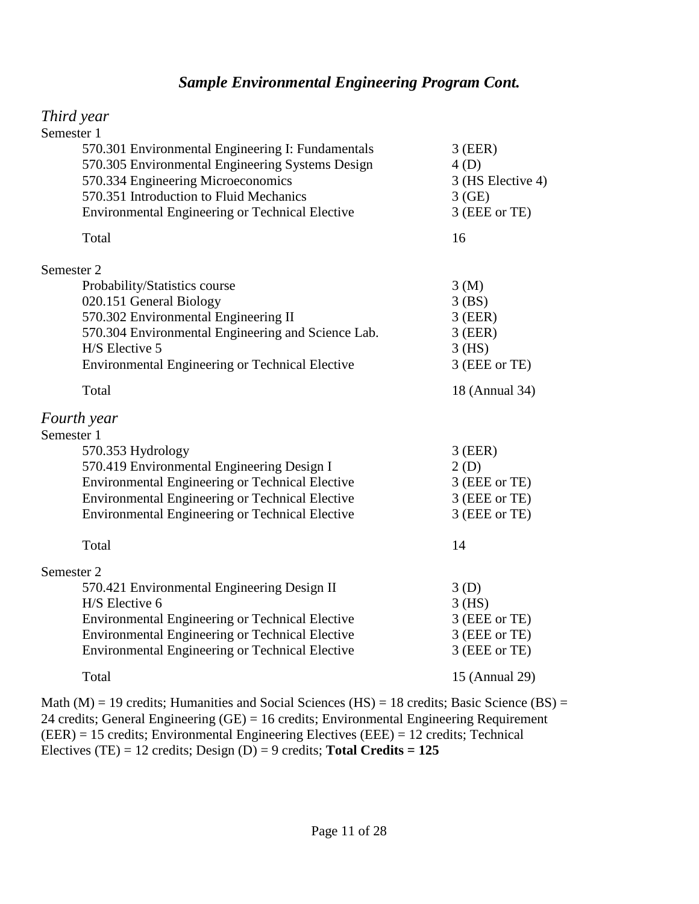## *Sample Environmental Engineering Program Cont.*

### *Third year*

**Semester 1**

| Course | Credits |
|---|---|
| 570.301 Environmental Engineering I: Fundamentals | 3 (EER) |
| 570.305 Environmental Engineering Systems Design | 4 (D) |
| 570.334 Engineering Microeconomics | 3 (HS Elective 4) |
| 570.351 Introduction to Fluid Mechanics | 3 (GE) |
| Environmental Engineering or Technical Elective | 3 (EEE or TE) |
| Total | 16 |

**Semester 2**

| Course | Credits |
|---|---|
| Probability/Statistics course | 3 (M) |
| 020.151 General Biology | 3 (BS) |
| 570.302 Environmental Engineering II | 3 (EER) |
| 570.304 Environmental Engineering and Science Lab. | 3 (EER) |
| H/S Elective 5 | 3 (HS) |
| Environmental Engineering or Technical Elective | 3 (EEE or TE) |
| Total | 18 (Annual 34) |

### *Fourth year*

**Semester 1**

| Course | Credits |
|---|---|
| 570.353 Hydrology | 3 (EER) |
| 570.419 Environmental Engineering Design I | 2 (D) |
| Environmental Engineering or Technical Elective | 3 (EEE or TE) |
| Environmental Engineering or Technical Elective | 3 (EEE or TE) |
| Environmental Engineering or Technical Elective | 3 (EEE or TE) |
| Total | 14 |

**Semester 2**

| Course | Credits |
|---|---|
| 570.421 Environmental Engineering Design II | 3 (D) |
| H/S Elective 6 | 3 (HS) |
| Environmental Engineering or Technical Elective | 3 (EEE or TE) |
| Environmental Engineering or Technical Elective | 3 (EEE or TE) |
| Environmental Engineering or Technical Elective | 3 (EEE or TE) |
| Total | 15 (Annual 29) |

Math (M) = 19 credits; Humanities and Social Sciences (HS) = 18 credits; Basic Science (BS) = 24 credits; General Engineering (GE) = 16 credits; Environmental Engineering Requirement (EER) = 15 credits; Environmental Engineering Electives (EEE) = 12 credits; Technical Electives (TE) = 12 credits; Design (D) = 9 credits; **Total Credits = 125**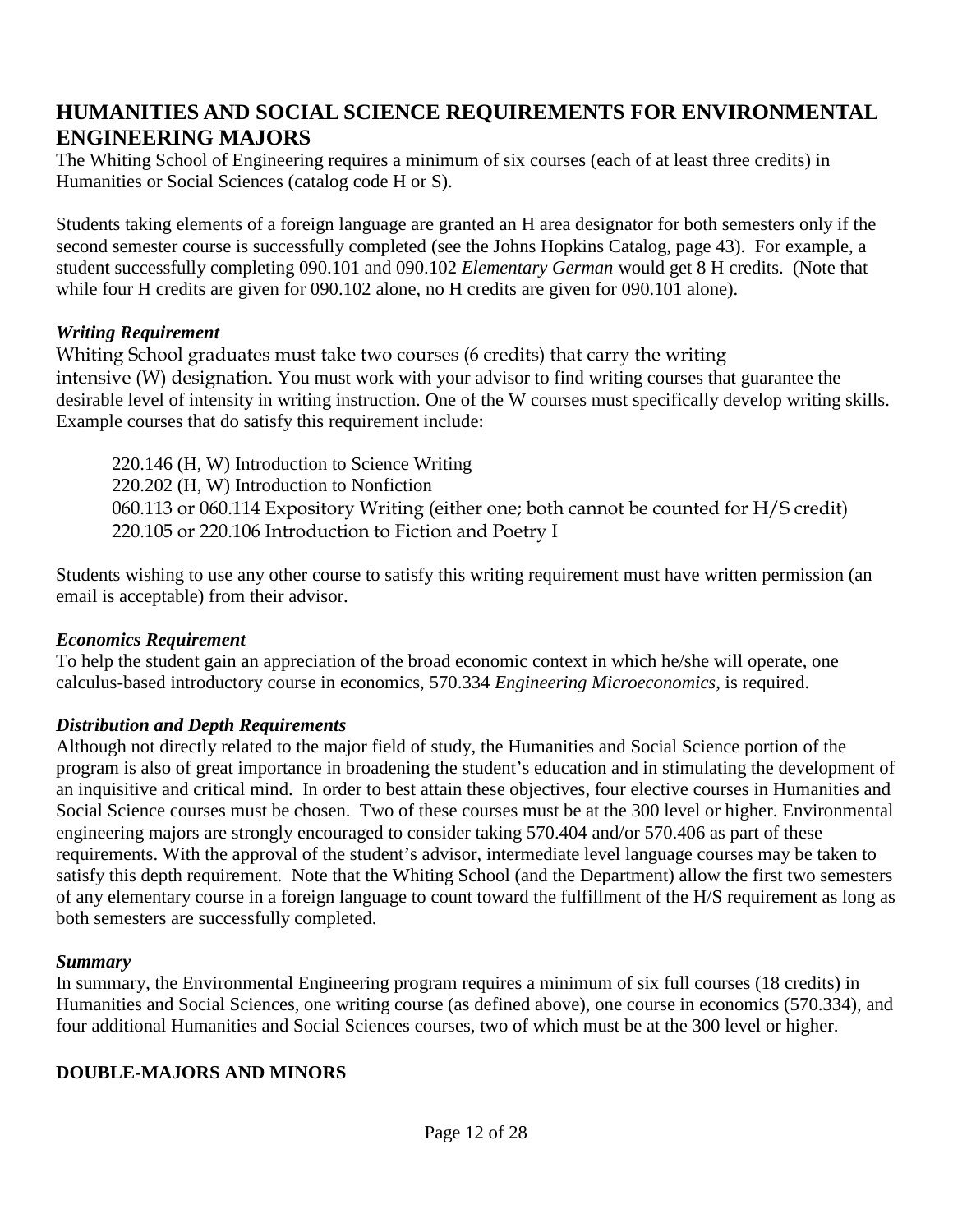## HUMANITIES AND SOCIAL SCIENCE REQUIREMENTS FOR ENVIRONMENTAL ENGINEERING MAJORS

The Whiting School of Engineering requires a minimum of six courses (each of at least three credits) in Humanities or Social Sciences (catalog code H or S).

Students taking elements of a foreign language are granted an H area designator for both semesters only if the second semester course is successfully completed (see the Johns Hopkins Catalog, page 43). For example, a student successfully completing 090.101 and 090.102 *Elementary German* would get 8 H credits. (Note that while four H credits are given for 090.102 alone, no H credits are given for 090.101 alone).

### *Writing Requirement*

Whiting School graduates must take two courses (6 credits) that carry the writing intensive (W) designation. You must work with your advisor to find writing courses that guarantee the desirable level of intensity in writing instruction. One of the W courses must specifically develop writing skills. Example courses that do satisfy this requirement include:

- 220.146 (H, W) Introduction to Science Writing
- 220.202 (H, W) Introduction to Nonfiction
- 060.113 or 060.114 Expository Writing (either one; both cannot be counted for H/S credit)
- 220.105 or 220.106 Introduction to Fiction and Poetry I

Students wishing to use any other course to satisfy this writing requirement must have written permission (an email is acceptable) from their advisor.

### *Economics Requirement*

To help the student gain an appreciation of the broad economic context in which he/she will operate, one calculus-based introductory course in economics, 570.334 *Engineering Microeconomics*, is required.

### *Distribution and Depth Requirements*

Although not directly related to the major field of study, the Humanities and Social Science portion of the program is also of great importance in broadening the student's education and in stimulating the development of an inquisitive and critical mind. In order to best attain these objectives, four elective courses in Humanities and Social Science courses must be chosen. Two of these courses must be at the 300 level or higher. Environmental engineering majors are strongly encouraged to consider taking 570.404 and/or 570.406 as part of these requirements. With the approval of the student's advisor, intermediate level language courses may be taken to satisfy this depth requirement. Note that the Whiting School (and the Department) allow the first two semesters of any elementary course in a foreign language to count toward the fulfillment of the H/S requirement as long as both semesters are successfully completed.

### *Summary*

In summary, the Environmental Engineering program requires a minimum of six full courses (18 credits) in Humanities and Social Sciences, one writing course (as defined above), one course in economics (570.334), and four additional Humanities and Social Sciences courses, two of which must be at the 300 level or higher.

## DOUBLE-MAJORS AND MINORS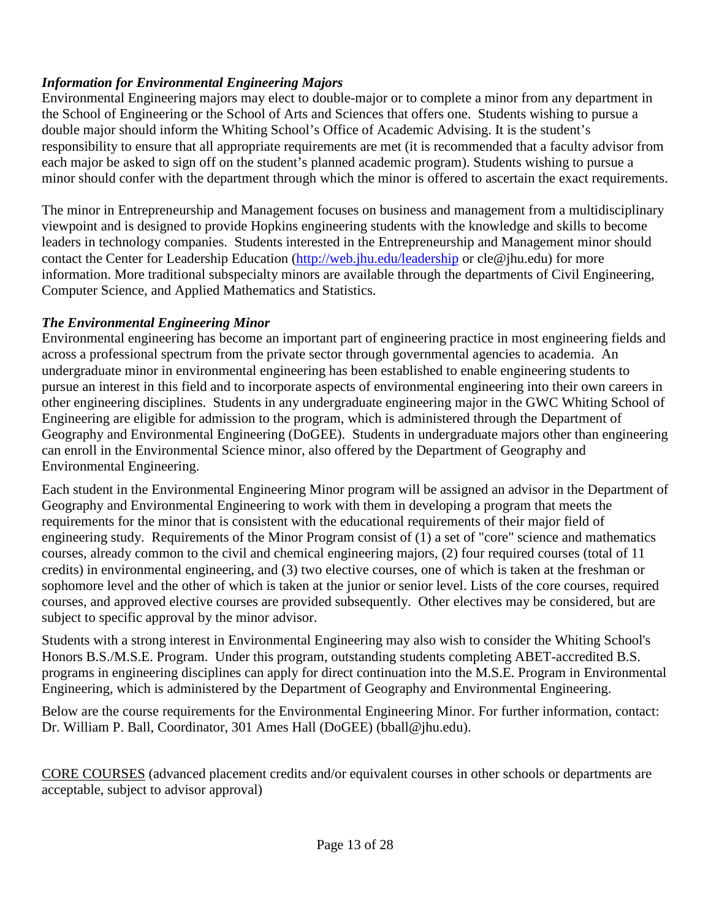### *Information for Environmental Engineering Majors*

Environmental Engineering majors may elect to double-major or to complete a minor from any department in the School of Engineering or the School of Arts and Sciences that offers one. Students wishing to pursue a double major should inform the Whiting School's Office of Academic Advising. It is the student's responsibility to ensure that all appropriate requirements are met (it is recommended that a faculty advisor from each major be asked to sign off on the student's planned academic program). Students wishing to pursue a minor should confer with the department through which the minor is offered to ascertain the exact requirements.

The minor in Entrepreneurship and Management focuses on business and management from a multidisciplinary viewpoint and is designed to provide Hopkins engineering students with the knowledge and skills to become leaders in technology companies. Students interested in the Entrepreneurship and Management minor should contact the Center for Leadership Education (http://web.jhu.edu/leadership or cle@jhu.edu) for more information. More traditional subspecialty minors are available through the departments of Civil Engineering, Computer Science, and Applied Mathematics and Statistics.

### *The Environmental Engineering Minor*

Environmental engineering has become an important part of engineering practice in most engineering fields and across a professional spectrum from the private sector through governmental agencies to academia. An undergraduate minor in environmental engineering has been established to enable engineering students to pursue an interest in this field and to incorporate aspects of environmental engineering into their own careers in other engineering disciplines. Students in any undergraduate engineering major in the GWC Whiting School of Engineering are eligible for admission to the program, which is administered through the Department of Geography and Environmental Engineering (DoGEE). Students in undergraduate majors other than engineering can enroll in the Environmental Science minor, also offered by the Department of Geography and Environmental Engineering.

Each student in the Environmental Engineering Minor program will be assigned an advisor in the Department of Geography and Environmental Engineering to work with them in developing a program that meets the requirements for the minor that is consistent with the educational requirements of their major field of engineering study. Requirements of the Minor Program consist of (1) a set of "core" science and mathematics courses, already common to the civil and chemical engineering majors, (2) four required courses (total of 11 credits) in environmental engineering, and (3) two elective courses, one of which is taken at the freshman or sophomore level and the other of which is taken at the junior or senior level. Lists of the core courses, required courses, and approved elective courses are provided subsequently. Other electives may be considered, but are subject to specific approval by the minor advisor.

Students with a strong interest in Environmental Engineering may also wish to consider the Whiting School's Honors B.S./M.S.E. Program. Under this program, outstanding students completing ABET-accredited B.S. programs in engineering disciplines can apply for direct continuation into the M.S.E. Program in Environmental Engineering, which is administered by the Department of Geography and Environmental Engineering.

Below are the course requirements for the Environmental Engineering Minor. For further information, contact: Dr. William P. Ball, Coordinator, 301 Ames Hall (DoGEE) (bball@jhu.edu).

<u>CORE COURSES</u> (advanced placement credits and/or equivalent courses in other schools or departments are acceptable, subject to advisor approval)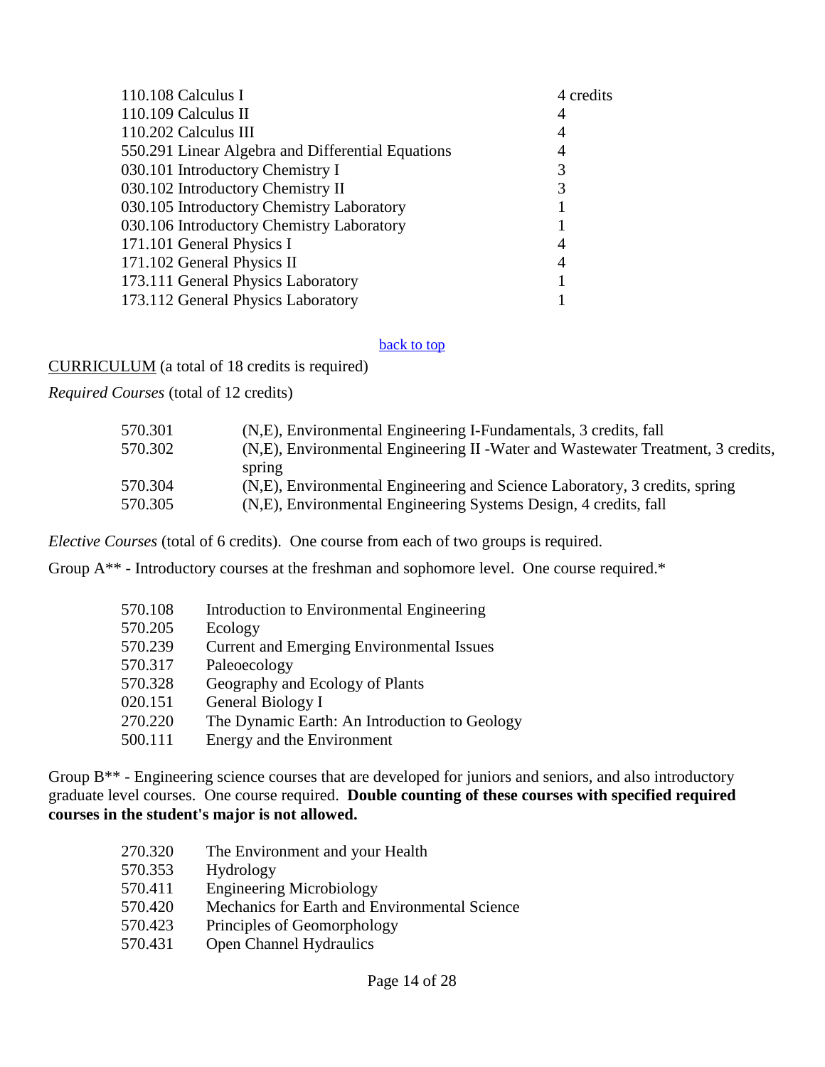| Course | Credits |
|---|---|
| 110.108 Calculus I | 4 credits |
| 110.109 Calculus II | 4 |
| 110.202 Calculus III | 4 |
| 550.291 Linear Algebra and Differential Equations | 4 |
| 030.101 Introductory Chemistry I | 3 |
| 030.102 Introductory Chemistry II | 3 |
| 030.105 Introductory Chemistry Laboratory | 1 |
| 030.106 Introductory Chemistry Laboratory | 1 |
| 171.101 General Physics I | 4 |
| 171.102 General Physics II | 4 |
| 173.111 General Physics Laboratory | 1 |
| 173.112 General Physics Laboratory | 1 |

back to top

CURRICULUM (a total of 18 credits is required)

*Required Courses* (total of 12 credits)

| | |
|---|---|
| 570.301 | (N,E), Environmental Engineering I-Fundamentals, 3 credits, fall |
| 570.302 | (N,E), Environmental Engineering II -Water and Wastewater Treatment, 3 credits, spring |
| 570.304 | (N,E), Environmental Engineering and Science Laboratory, 3 credits, spring |
| 570.305 | (N,E), Environmental Engineering Systems Design, 4 credits, fall |

*Elective Courses* (total of 6 credits). One course from each of two groups is required.

Group A** - Introductory courses at the freshman and sophomore level. One course required.*

| | |
|---|---|
| 570.108 | Introduction to Environmental Engineering |
| 570.205 | Ecology |
| 570.239 | Current and Emerging Environmental Issues |
| 570.317 | Paleoecology |
| 570.328 | Geography and Ecology of Plants |
| 020.151 | General Biology I |
| 270.220 | The Dynamic Earth: An Introduction to Geology |
| 500.111 | Energy and the Environment |

Group B** - Engineering science courses that are developed for juniors and seniors, and also introductory graduate level courses. One course required. **Double counting of these courses with specified required courses in the student's major is not allowed.**

| | |
|---|---|
| 270.320 | The Environment and your Health |
| 570.353 | Hydrology |
| 570.411 | Engineering Microbiology |
| 570.420 | Mechanics for Earth and Environmental Science |
| 570.423 | Principles of Geomorphology |
| 570.431 | Open Channel Hydraulics |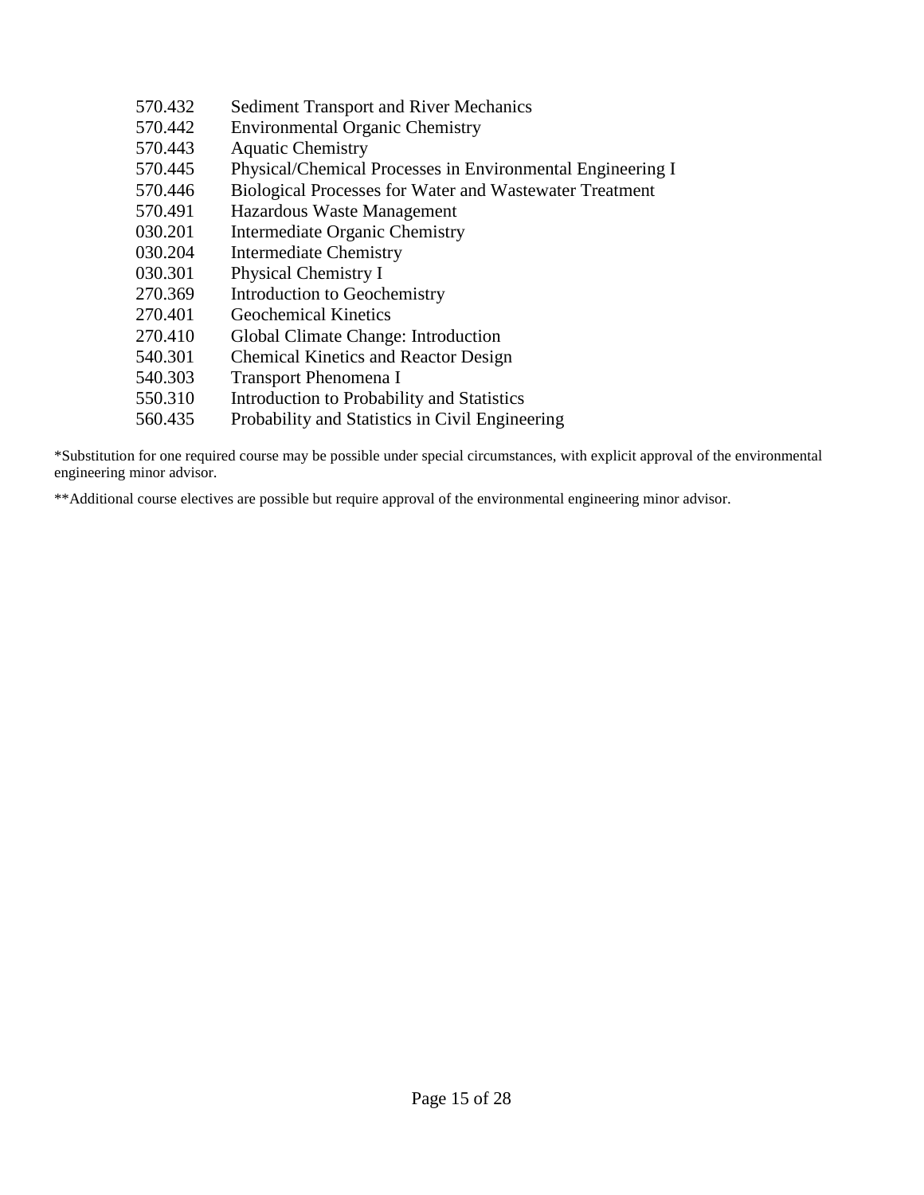570.432 Sediment Transport and River Mechanics
570.442 Environmental Organic Chemistry
570.443 Aquatic Chemistry
570.445 Physical/Chemical Processes in Environmental Engineering I
570.446 Biological Processes for Water and Wastewater Treatment
570.491 Hazardous Waste Management
030.201 Intermediate Organic Chemistry
030.204 Intermediate Chemistry
030.301 Physical Chemistry I
270.369 Introduction to Geochemistry
270.401 Geochemical Kinetics
270.410 Global Climate Change: Introduction
540.301 Chemical Kinetics and Reactor Design
540.303 Transport Phenomena I
550.310 Introduction to Probability and Statistics
560.435 Probability and Statistics in Civil Engineering

*Substitution for one required course may be possible under special circumstances, with explicit approval of the environmental engineering minor advisor.

**Additional course electives are possible but require approval of the environmental engineering minor advisor.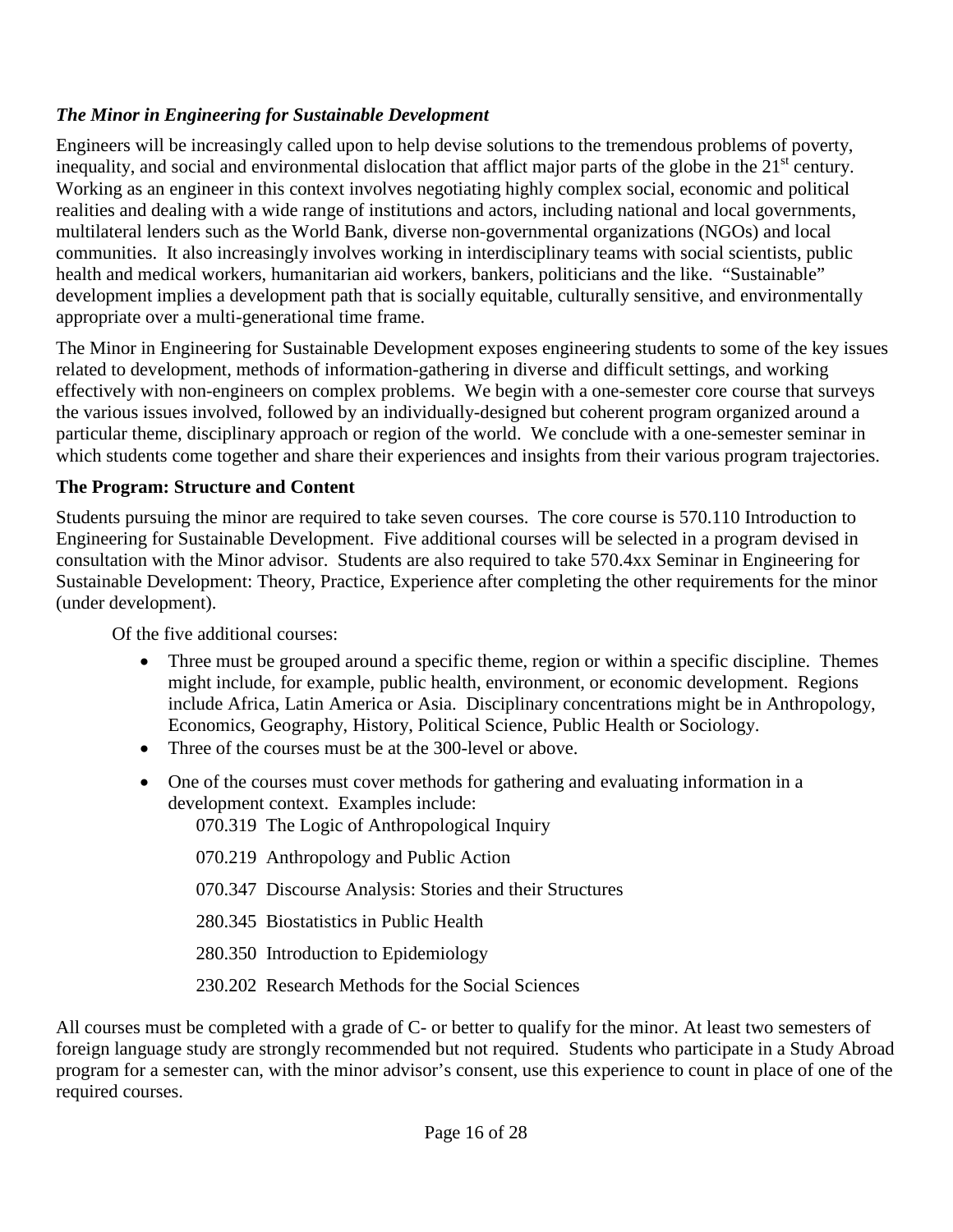### *The Minor in Engineering for Sustainable Development*

Engineers will be increasingly called upon to help devise solutions to the tremendous problems of poverty, inequality, and social and environmental dislocation that afflict major parts of the globe in the 21st century. Working as an engineer in this context involves negotiating highly complex social, economic and political realities and dealing with a wide range of institutions and actors, including national and local governments, multilateral lenders such as the World Bank, diverse non-governmental organizations (NGOs) and local communities. It also increasingly involves working in interdisciplinary teams with social scientists, public health and medical workers, humanitarian aid workers, bankers, politicians and the like. "Sustainable" development implies a development path that is socially equitable, culturally sensitive, and environmentally appropriate over a multi-generational time frame.

The Minor in Engineering for Sustainable Development exposes engineering students to some of the key issues related to development, methods of information-gathering in diverse and difficult settings, and working effectively with non-engineers on complex problems. We begin with a one-semester core course that surveys the various issues involved, followed by an individually-designed but coherent program organized around a particular theme, disciplinary approach or region of the world. We conclude with a one-semester seminar in which students come together and share their experiences and insights from their various program trajectories.

**The Program: Structure and Content**

Students pursuing the minor are required to take seven courses. The core course is 570.110 Introduction to Engineering for Sustainable Development. Five additional courses will be selected in a program devised in consultation with the Minor advisor. Students are also required to take 570.4xx Seminar in Engineering for Sustainable Development: Theory, Practice, Experience after completing the other requirements for the minor (under development).

Of the five additional courses:

- Three must be grouped around a specific theme, region or within a specific discipline. Themes might include, for example, public health, environment, or economic development. Regions include Africa, Latin America or Asia. Disciplinary concentrations might be in Anthropology, Economics, Geography, History, Political Science, Public Health or Sociology.
- Three of the courses must be at the 300-level or above.
- One of the courses must cover methods for gathering and evaluating information in a development context. Examples include:
  - 070.319 The Logic of Anthropological Inquiry
  - 070.219 Anthropology and Public Action
  - 070.347 Discourse Analysis: Stories and their Structures
  - 280.345 Biostatistics in Public Health
  - 280.350 Introduction to Epidemiology
  - 230.202 Research Methods for the Social Sciences

All courses must be completed with a grade of C- or better to qualify for the minor. At least two semesters of foreign language study are strongly recommended but not required. Students who participate in a Study Abroad program for a semester can, with the minor advisor's consent, use this experience to count in place of one of the required courses.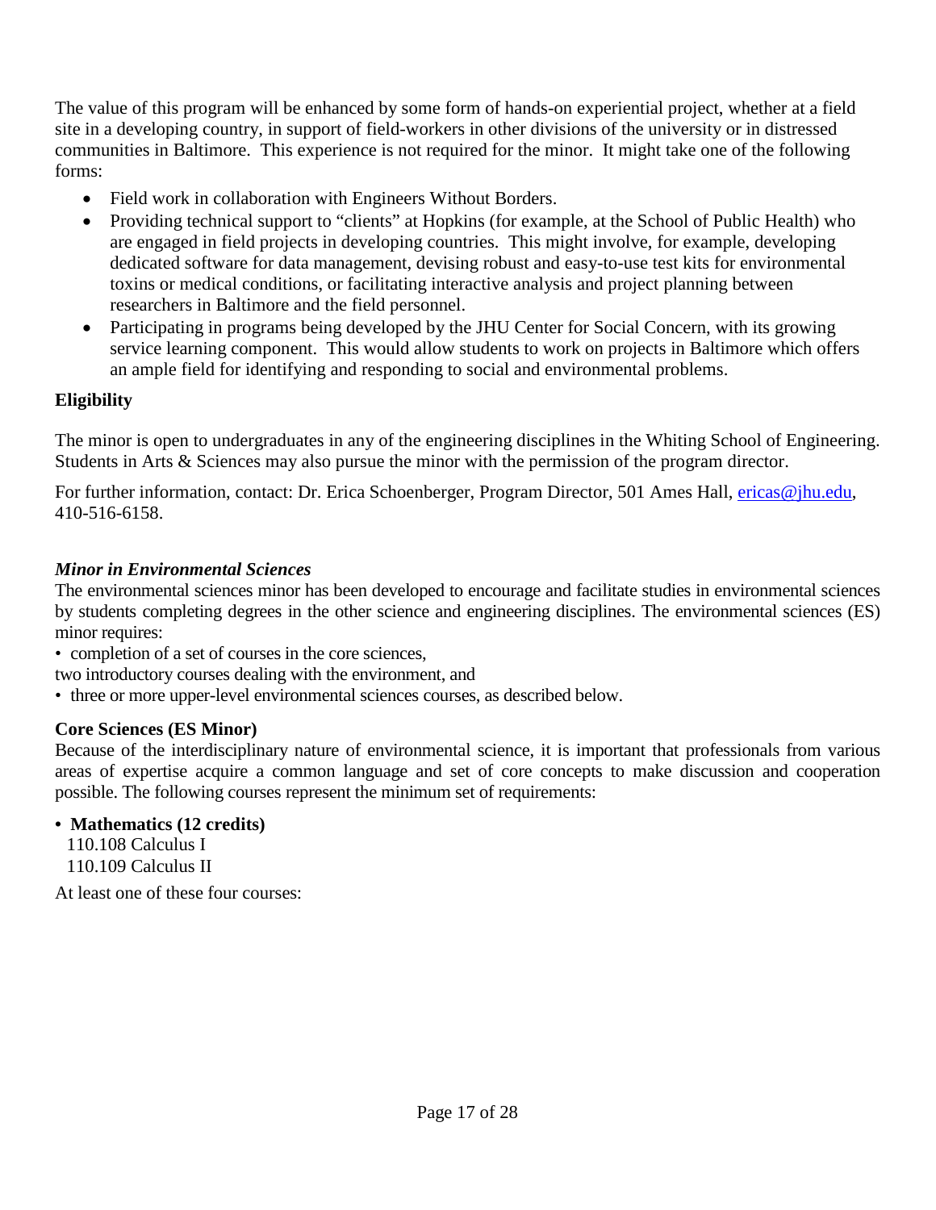The value of this program will be enhanced by some form of hands-on experiential project, whether at a field site in a developing country, in support of field-workers in other divisions of the university or in distressed communities in Baltimore. This experience is not required for the minor. It might take one of the following forms:

- Field work in collaboration with Engineers Without Borders.
- Providing technical support to "clients" at Hopkins (for example, at the School of Public Health) who are engaged in field projects in developing countries. This might involve, for example, developing dedicated software for data management, devising robust and easy-to-use test kits for environmental toxins or medical conditions, or facilitating interactive analysis and project planning between researchers in Baltimore and the field personnel.
- Participating in programs being developed by the JHU Center for Social Concern, with its growing service learning component. This would allow students to work on projects in Baltimore which offers an ample field for identifying and responding to social and environmental problems.

**Eligibility**

The minor is open to undergraduates in any of the engineering disciplines in the Whiting School of Engineering. Students in Arts & Sciences may also pursue the minor with the permission of the program director.

For further information, contact: Dr. Erica Schoenberger, Program Director, 501 Ames Hall, ericas@jhu.edu, 410-516-6158.

***Minor in Environmental Sciences***

The environmental sciences minor has been developed to encourage and facilitate studies in environmental sciences by students completing degrees in the other science and engineering disciplines. The environmental sciences (ES) minor requires:

- completion of a set of courses in the core sciences,

two introductory courses dealing with the environment, and

- three or more upper-level environmental sciences courses, as described below.

**Core Sciences (ES Minor)**

Because of the interdisciplinary nature of environmental science, it is important that professionals from various areas of expertise acquire a common language and set of core concepts to make discussion and cooperation possible. The following courses represent the minimum set of requirements:

- **Mathematics (12 credits)**

  110.108 Calculus I
  110.109 Calculus II

At least one of these four courses: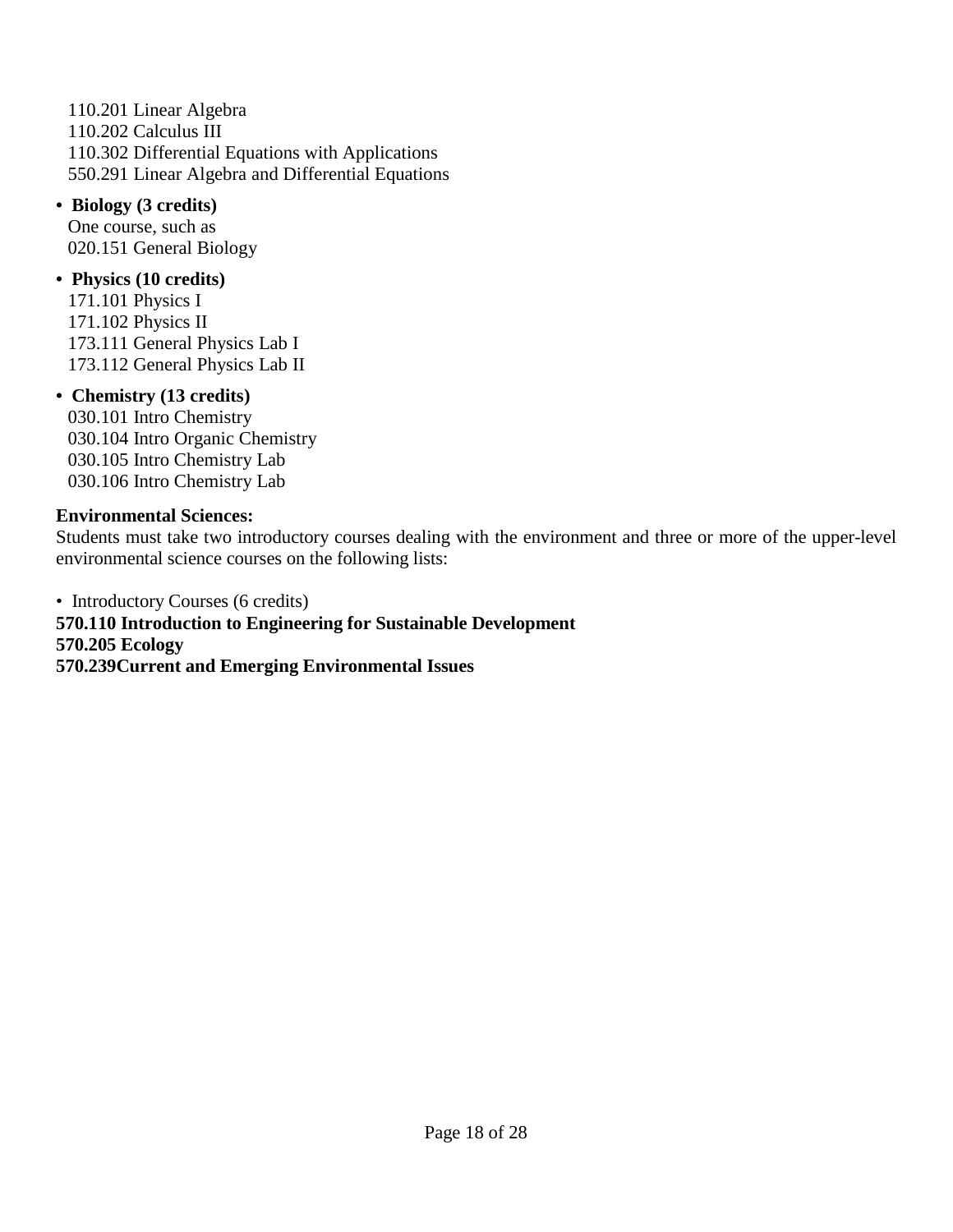110.201 Linear Algebra
110.202 Calculus III
110.302 Differential Equations with Applications
550.291 Linear Algebra and Differential Equations

- **Biology (3 credits)**
  One course, such as
  020.151 General Biology

- **Physics (10 credits)**
  171.101 Physics I
  171.102 Physics II
  173.111 General Physics Lab I
  173.112 General Physics Lab II

- **Chemistry (13 credits)**
  030.101 Intro Chemistry
  030.104 Intro Organic Chemistry
  030.105 Intro Chemistry Lab
  030.106 Intro Chemistry Lab

**Environmental Sciences:**
Students must take two introductory courses dealing with the environment and three or more of the upper-level environmental science courses on the following lists:

- Introductory Courses (6 credits)

**570.110 Introduction to Engineering for Sustainable Development**
**570.205 Ecology**
**570.239Current and Emerging Environmental Issues**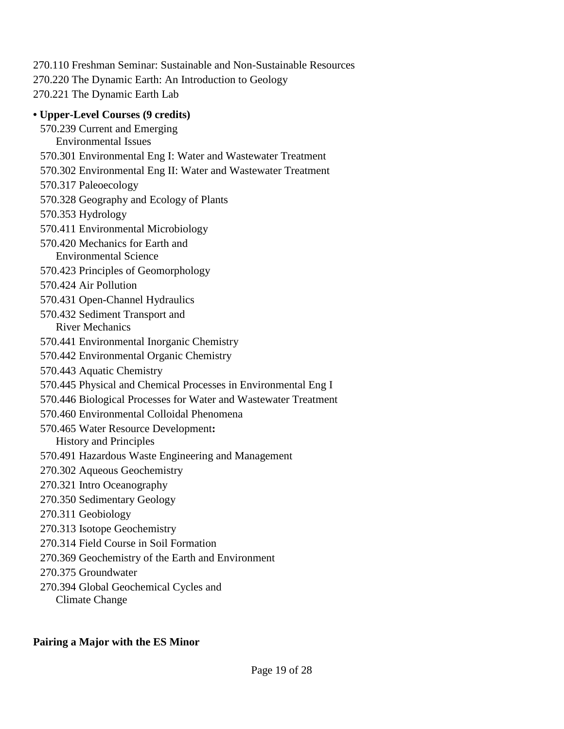270.110 Freshman Seminar: Sustainable and Non-Sustainable Resources
270.220 The Dynamic Earth: An Introduction to Geology
270.221 The Dynamic Earth Lab

- **Upper-Level Courses (9 credits)**
  - 570.239 Current and Emerging Environmental Issues
  - 570.301 Environmental Eng I: Water and Wastewater Treatment
  - 570.302 Environmental Eng II: Water and Wastewater Treatment
  - 570.317 Paleoecology
  - 570.328 Geography and Ecology of Plants
  - 570.353 Hydrology
  - 570.411 Environmental Microbiology
  - 570.420 Mechanics for Earth and Environmental Science
  - 570.423 Principles of Geomorphology
  - 570.424 Air Pollution
  - 570.431 Open-Channel Hydraulics
  - 570.432 Sediment Transport and River Mechanics
  - 570.441 Environmental Inorganic Chemistry
  - 570.442 Environmental Organic Chemistry
  - 570.443 Aquatic Chemistry
  - 570.445 Physical and Chemical Processes in Environmental Eng I
  - 570.446 Biological Processes for Water and Wastewater Treatment
  - 570.460 Environmental Colloidal Phenomena
  - 570.465 Water Resource Development: History and Principles
  - 570.491 Hazardous Waste Engineering and Management
  - 270.302 Aqueous Geochemistry
  - 270.321 Intro Oceanography
  - 270.350 Sedimentary Geology
  - 270.311 Geobiology
  - 270.313 Isotope Geochemistry
  - 270.314 Field Course in Soil Formation
  - 270.369 Geochemistry of the Earth and Environment
  - 270.375 Groundwater
  - 270.394 Global Geochemical Cycles and Climate Change

**Pairing a Major with the ES Minor**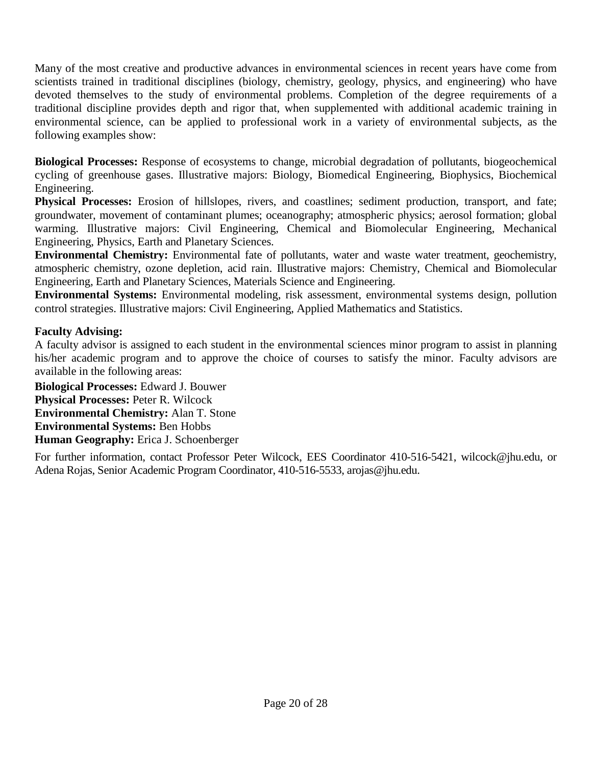Many of the most creative and productive advances in environmental sciences in recent years have come from scientists trained in traditional disciplines (biology, chemistry, geology, physics, and engineering) who have devoted themselves to the study of environmental problems. Completion of the degree requirements of a traditional discipline provides depth and rigor that, when supplemented with additional academic training in environmental science, can be applied to professional work in a variety of environmental subjects, as the following examples show:

**Biological Processes:** Response of ecosystems to change, microbial degradation of pollutants, biogeochemical cycling of greenhouse gases. Illustrative majors: Biology, Biomedical Engineering, Biophysics, Biochemical Engineering.

**Physical Processes:** Erosion of hillslopes, rivers, and coastlines; sediment production, transport, and fate; groundwater, movement of contaminant plumes; oceanography; atmospheric physics; aerosol formation; global warming. Illustrative majors: Civil Engineering, Chemical and Biomolecular Engineering, Mechanical Engineering, Physics, Earth and Planetary Sciences.

**Environmental Chemistry:** Environmental fate of pollutants, water and waste water treatment, geochemistry, atmospheric chemistry, ozone depletion, acid rain. Illustrative majors: Chemistry, Chemical and Biomolecular Engineering, Earth and Planetary Sciences, Materials Science and Engineering.

**Environmental Systems:** Environmental modeling, risk assessment, environmental systems design, pollution control strategies. Illustrative majors: Civil Engineering, Applied Mathematics and Statistics.

**Faculty Advising:**

A faculty advisor is assigned to each student in the environmental sciences minor program to assist in planning his/her academic program and to approve the choice of courses to satisfy the minor. Faculty advisors are available in the following areas:

**Biological Processes:** Edward J. Bouwer
**Physical Processes:** Peter R. Wilcock
**Environmental Chemistry:** Alan T. Stone
**Environmental Systems:** Ben Hobbs
**Human Geography:** Erica J. Schoenberger

For further information, contact Professor Peter Wilcock, EES Coordinator 410-516-5421, wilcock@jhu.edu, or Adena Rojas, Senior Academic Program Coordinator, 410-516-5533, arojas@jhu.edu.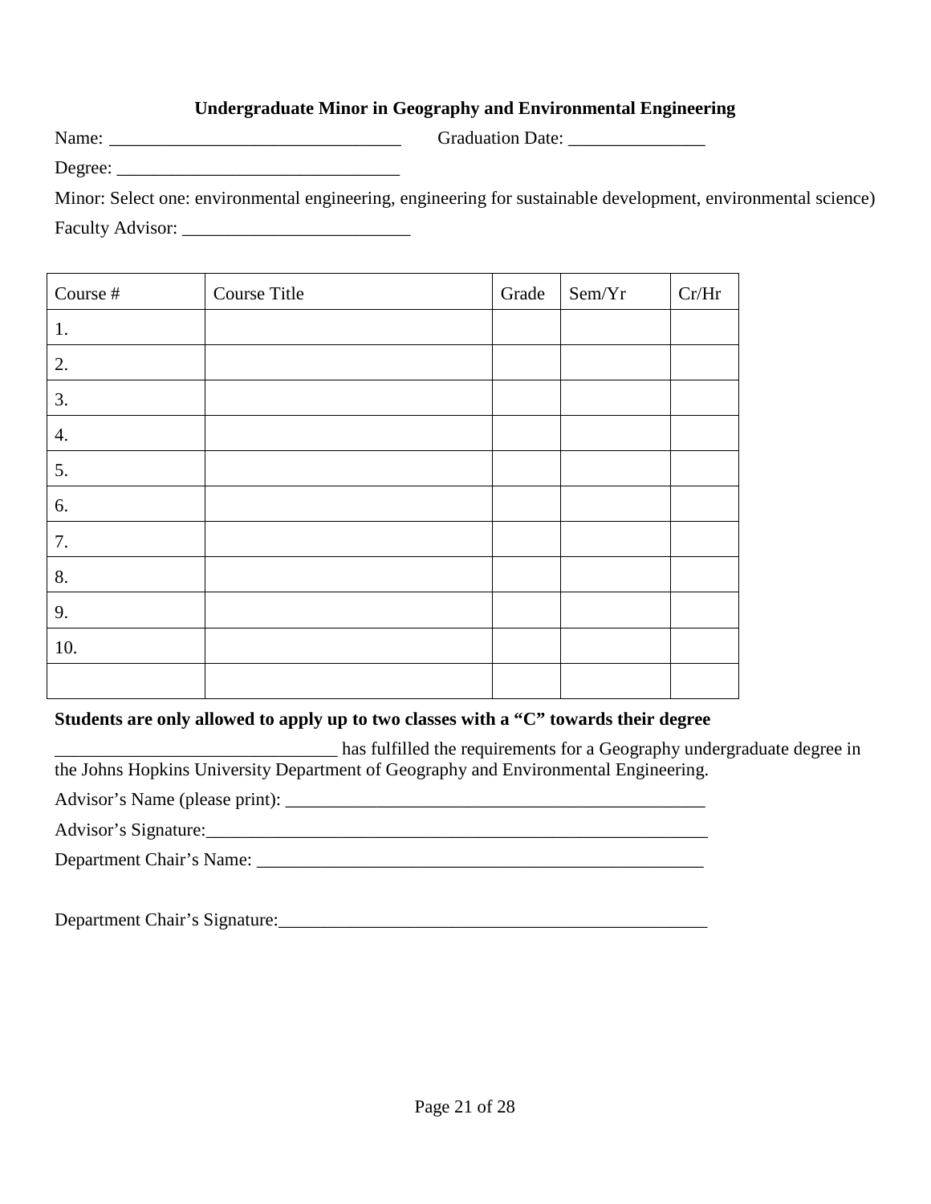**Undergraduate Minor in Geography and Environmental Engineering**

Name: ________________________________ Graduation Date: _______________

Degree: _______________________________

Minor: Select one: environmental engineering, engineering for sustainable development, environmental science)

Faculty Advisor: _________________________

| Course # | Course Title | Grade | Sem/Yr | Cr/Hr |
|---|---|---|---|---|
| 1. | | | | |
| 2. | | | | |
| 3. | | | | |
| 4. | | | | |
| 5. | | | | |
| 6. | | | | |
| 7. | | | | |
| 8. | | | | |
| 9. | | | | |
| 10. | | | | |
| | | | | |

**Students are only allowed to apply up to two classes with a "C" towards their degree**

_______________________________ has fulfilled the requirements for a Geography undergraduate degree in the Johns Hopkins University Department of Geography and Environmental Engineering.

Advisor's Name (please print): _______________________________________________

Advisor's Signature:_____________________________________________________

Department Chair's Name: _________________________________________________

Department Chair's Signature:_______________________________________________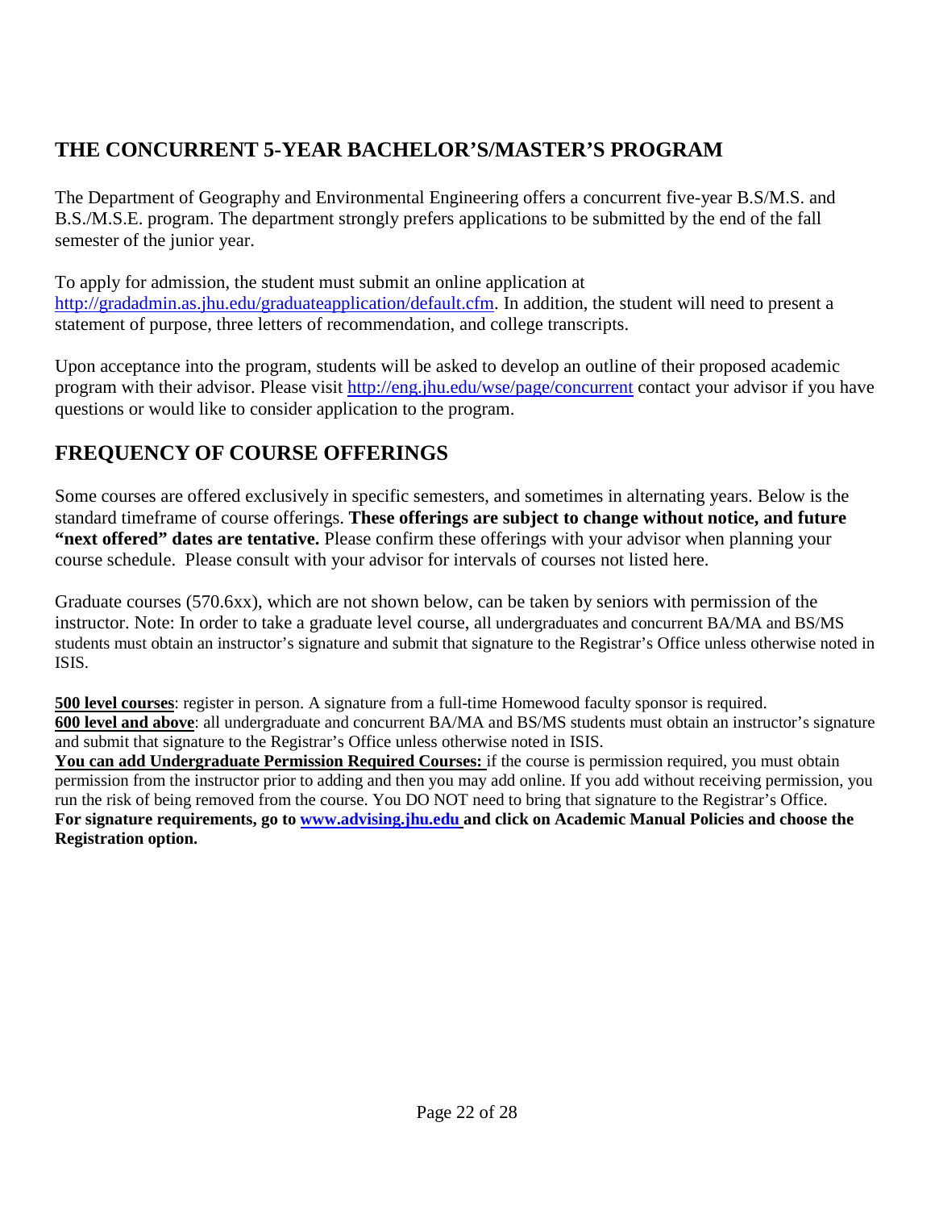## THE CONCURRENT 5-YEAR BACHELOR'S/MASTER'S PROGRAM

The Department of Geography and Environmental Engineering offers a concurrent five-year B.S/M.S. and B.S./M.S.E. program. The department strongly prefers applications to be submitted by the end of the fall semester of the junior year.

To apply for admission, the student must submit an online application at http://gradadmin.as.jhu.edu/graduateapplication/default.cfm. In addition, the student will need to present a statement of purpose, three letters of recommendation, and college transcripts.

Upon acceptance into the program, students will be asked to develop an outline of their proposed academic program with their advisor. Please visit http://eng.jhu.edu/wse/page/concurrent contact your advisor if you have questions or would like to consider application to the program.

## FREQUENCY OF COURSE OFFERINGS

Some courses are offered exclusively in specific semesters, and sometimes in alternating years. Below is the standard timeframe of course offerings. **These offerings are subject to change without notice, and future "next offered" dates are tentative.** Please confirm these offerings with your advisor when planning your course schedule. Please consult with your advisor for intervals of courses not listed here.

Graduate courses (570.6xx), which are not shown below, can be taken by seniors with permission of the instructor. Note: In order to take a graduate level course, all undergraduates and concurrent BA/MA and BS/MS students must obtain an instructor's signature and submit that signature to the Registrar's Office unless otherwise noted in ISIS.

**500 level courses**: register in person. A signature from a full-time Homewood faculty sponsor is required.
**600 level and above**: all undergraduate and concurrent BA/MA and BS/MS students must obtain an instructor's signature and submit that signature to the Registrar's Office unless otherwise noted in ISIS.
**You can add Undergraduate Permission Required Courses:** if the course is permission required, you must obtain permission from the instructor prior to adding and then you may add online. If you add without receiving permission, you run the risk of being removed from the course. You DO NOT need to bring that signature to the Registrar's Office.
**For signature requirements, go to www.advising.jhu.edu and click on Academic Manual Policies and choose the Registration option.**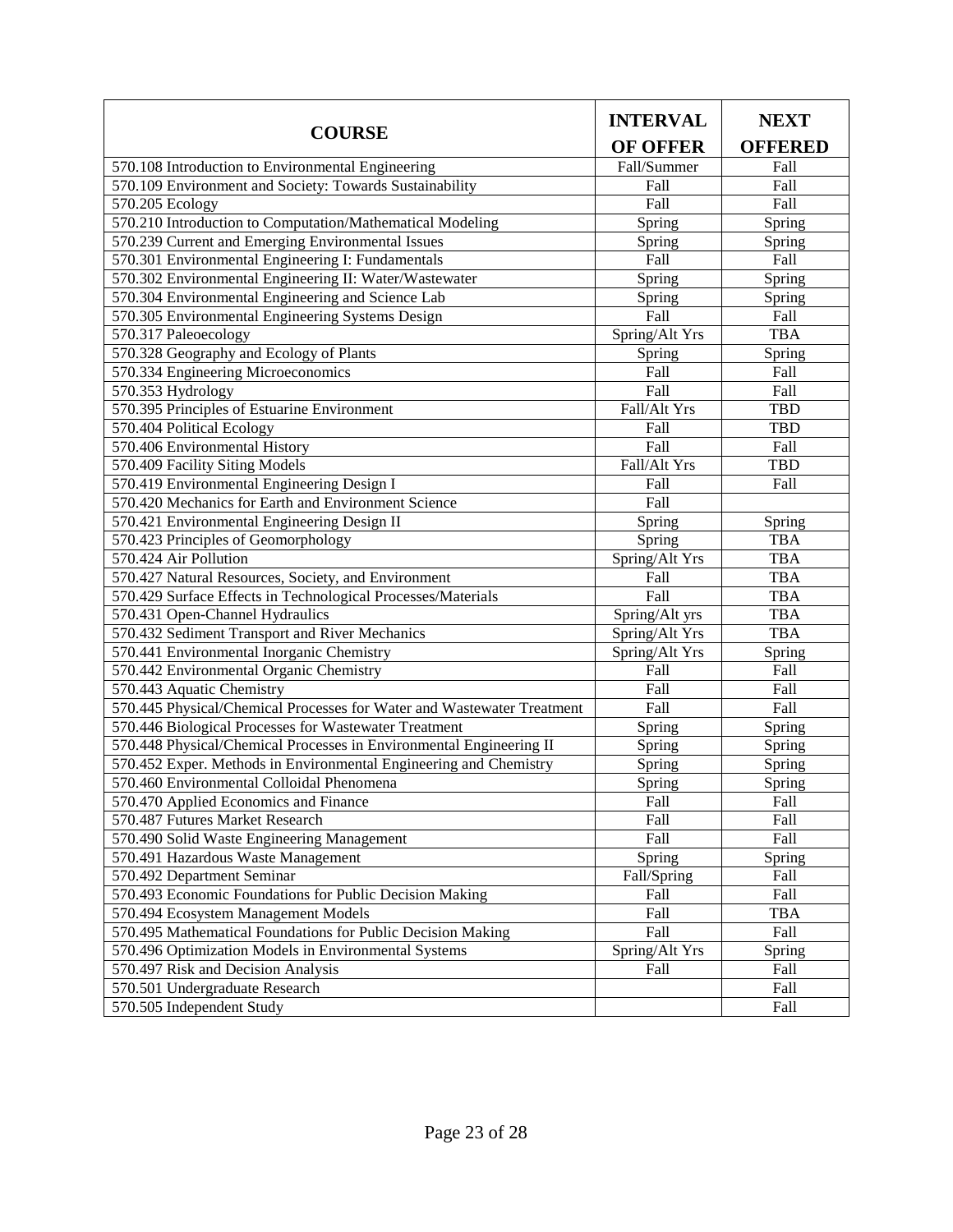| COURSE | INTERVAL OF OFFER | NEXT OFFERED |
|---|---|---|
| 570.108 Introduction to Environmental Engineering | Fall/Summer | Fall |
| 570.109 Environment and Society: Towards Sustainability | Fall | Fall |
| 570.205 Ecology | Fall | Fall |
| 570.210 Introduction to Computation/Mathematical Modeling | Spring | Spring |
| 570.239 Current and Emerging Environmental Issues | Spring | Spring |
| 570.301 Environmental Engineering I: Fundamentals | Fall | Fall |
| 570.302 Environmental Engineering II: Water/Wastewater | Spring | Spring |
| 570.304 Environmental Engineering and Science Lab | Spring | Spring |
| 570.305 Environmental Engineering Systems Design | Fall | Fall |
| 570.317 Paleoecology | Spring/Alt Yrs | TBA |
| 570.328 Geography and Ecology of Plants | Spring | Spring |
| 570.334 Engineering Microeconomics | Fall | Fall |
| 570.353 Hydrology | Fall | Fall |
| 570.395 Principles of Estuarine Environment | Fall/Alt Yrs | TBD |
| 570.404 Political Ecology | Fall | TBD |
| 570.406 Environmental History | Fall | Fall |
| 570.409 Facility Siting Models | Fall/Alt Yrs | TBD |
| 570.419 Environmental Engineering Design I | Fall | Fall |
| 570.420 Mechanics for Earth and Environment Science | Fall | |
| 570.421 Environmental Engineering Design II | Spring | Spring |
| 570.423 Principles of Geomorphology | Spring | TBA |
| 570.424 Air Pollution | Spring/Alt Yrs | TBA |
| 570.427 Natural Resources, Society, and Environment | Fall | TBA |
| 570.429 Surface Effects in Technological Processes/Materials | Fall | TBA |
| 570.431 Open-Channel Hydraulics | Spring/Alt yrs | TBA |
| 570.432 Sediment Transport and River Mechanics | Spring/Alt Yrs | TBA |
| 570.441 Environmental Inorganic Chemistry | Spring/Alt Yrs | Spring |
| 570.442 Environmental Organic Chemistry | Fall | Fall |
| 570.443 Aquatic Chemistry | Fall | Fall |
| 570.445 Physical/Chemical Processes for Water and Wastewater Treatment | Fall | Fall |
| 570.446 Biological Processes for Wastewater Treatment | Spring | Spring |
| 570.448 Physical/Chemical Processes in Environmental Engineering II | Spring | Spring |
| 570.452 Exper. Methods in Environmental Engineering and Chemistry | Spring | Spring |
| 570.460 Environmental Colloidal Phenomena | Spring | Spring |
| 570.470 Applied Economics and Finance | Fall | Fall |
| 570.487 Futures Market Research | Fall | Fall |
| 570.490 Solid Waste Engineering Management | Fall | Fall |
| 570.491 Hazardous Waste Management | Spring | Spring |
| 570.492 Department Seminar | Fall/Spring | Fall |
| 570.493 Economic Foundations for Public Decision Making | Fall | Fall |
| 570.494 Ecosystem Management Models | Fall | TBA |
| 570.495 Mathematical Foundations for Public Decision Making | Fall | Fall |
| 570.496 Optimization Models in Environmental Systems | Spring/Alt Yrs | Spring |
| 570.497 Risk and Decision Analysis | Fall | Fall |
| 570.501 Undergraduate Research | | Fall |
| 570.505 Independent Study | | Fall |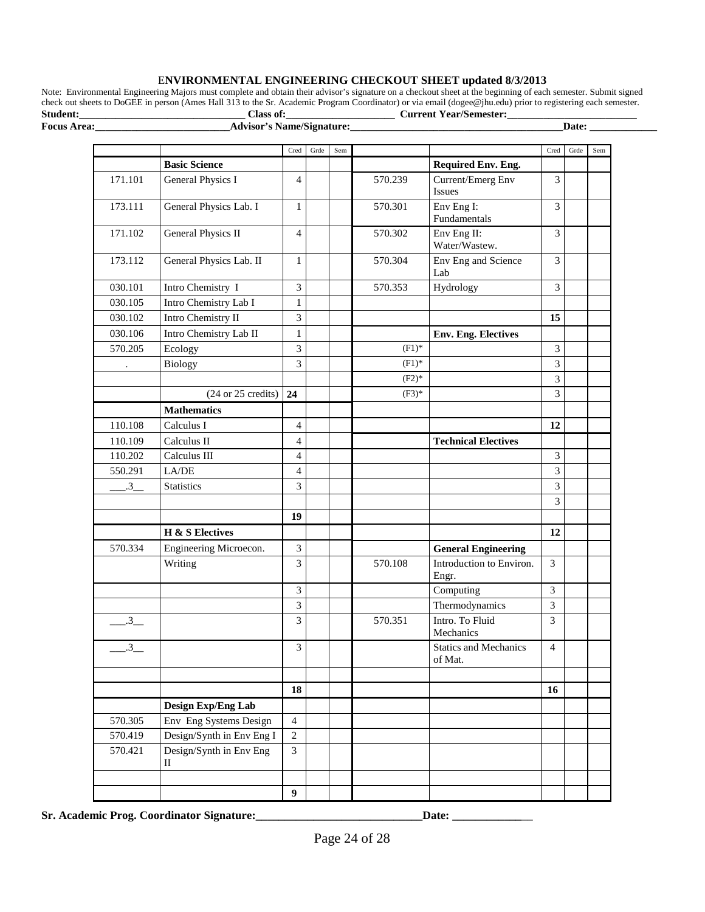# ENVIRONMENTAL ENGINEERING CHECKOUT SHEET updated 8/3/2013

Note: Environmental Engineering Majors must complete and obtain their advisor's signature on a checkout sheet at the beginning of each semester. Submit signed check out sheets to DoGEE in person (Ames Hall 313 to the Sr. Academic Program Coordinator) or via email (dogee@jhu.edu) prior to registering each semester.

**Student:**________________________________ **Class of:**_____________________ **Current Year/Semester:**_________________________

**Focus Area:**__________________________**Advisor's Name/Signature:**_________________________________________**Date:** _____________

| | | Cred | Grde | Sem | | | Cred | Grde | Sem |
|---|---|---|---|---|---|---|---|---|---|
| | **Basic Science** | | | | | **Required Env. Eng.** | | | |
| 171.101 | General Physics I | 4 | | | 570.239 | Current/Emerg Env Issues | 3 | | |
| 173.111 | General Physics Lab. I | 1 | | | 570.301 | Env Eng I: Fundamentals | 3 | | |
| 171.102 | General Physics II | 4 | | | 570.302 | Env Eng II: Water/Wastew. | 3 | | |
| 173.112 | General Physics Lab. II | 1 | | | 570.304 | Env Eng and Science Lab | 3 | | |
| 030.101 | Intro Chemistry I | 3 | | | 570.353 | Hydrology | 3 | | |
| 030.105 | Intro Chemistry Lab I | 1 | | | | | | | |
| 030.102 | Intro Chemistry II | 3 | | | | | **15** | | |
| 030.106 | Intro Chemistry Lab II | 1 | | | | **Env. Eng. Electives** | | | |
| 570.205 | Ecology | 3 | | | (F1)* | | 3 | | |
| . | Biology | 3 | | | (F1)* | | 3 | | |
| | | | | | (F2)* | | 3 | | |
| | (24 or 25 credits) | **24** | | | (F3)* | | 3 | | |
| | **Mathematics** | | | | | | | | |
| 110.108 | Calculus I | 4 | | | | | **12** | | |
| 110.109 | Calculus II | 4 | | | | **Technical Electives** | | | |
| 110.202 | Calculus III | 4 | | | | | 3 | | |
| 550.291 | LA/DE | 4 | | | | | 3 | | |
| ___.3__ | Statistics | 3 | | | | | 3 | | |
| | | | | | | | 3 | | |
| | | **19** | | | | | | | |
| | **H & S Electives** | | | | | | **12** | | |
| 570.334 | Engineering Microecon. | 3 | | | | **General Engineering** | | | |
| | Writing | 3 | | | 570.108 | Introduction to Environ. Engr. | 3 | | |
| | | 3 | | | | Computing | 3 | | |
| | | 3 | | | | Thermodynamics | 3 | | |
| ___.3__ | | 3 | | | 570.351 | Intro. To Fluid Mechanics | 3 | | |
| ___.3__ | | 3 | | | | Statics and Mechanics of Mat. | 4 | | |
| | | | | | | | | | |
| | | **18** | | | | | **16** | | |
| | **Design Exp/Eng Lab** | | | | | | | | |
| 570.305 | Env Eng Systems Design | 4 | | | | | | | |
| 570.419 | Design/Synth in Env Eng I | 2 | | | | | | | |
| 570.421 | Design/Synth in Env Eng II | 3 | | | | | | | |
| | | | | | | | | | |
| | | **9** | | | | | | | |

**Sr. Academic Prog. Coordinator Signature:**_____________________________**Date:** _____________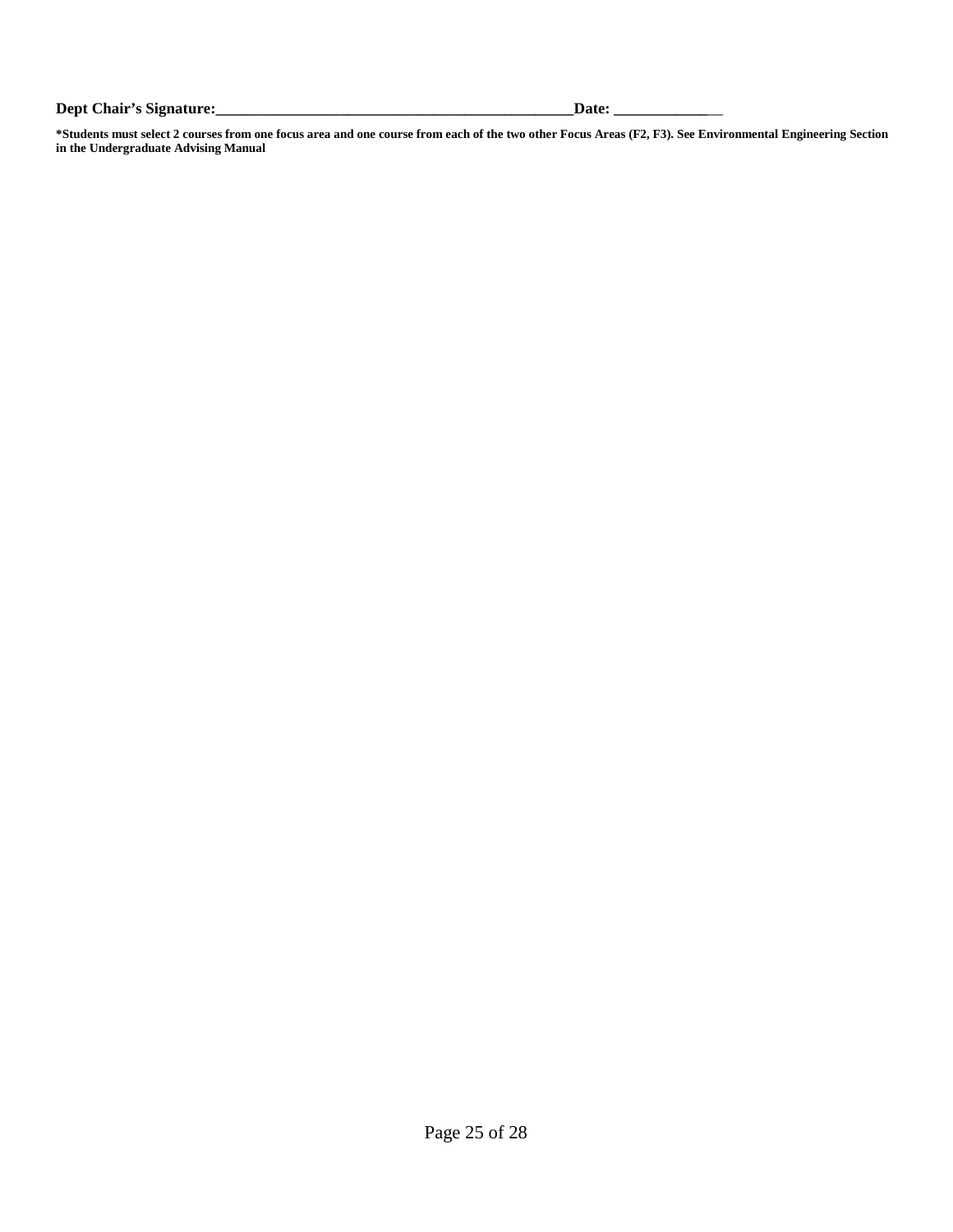**Dept Chair's Signature:_______________________________________________Date: _______________**

**\*Students must select 2 courses from one focus area and one course from each of the two other Focus Areas (F2, F3). See Environmental Engineering Section in the Undergraduate Advising Manual**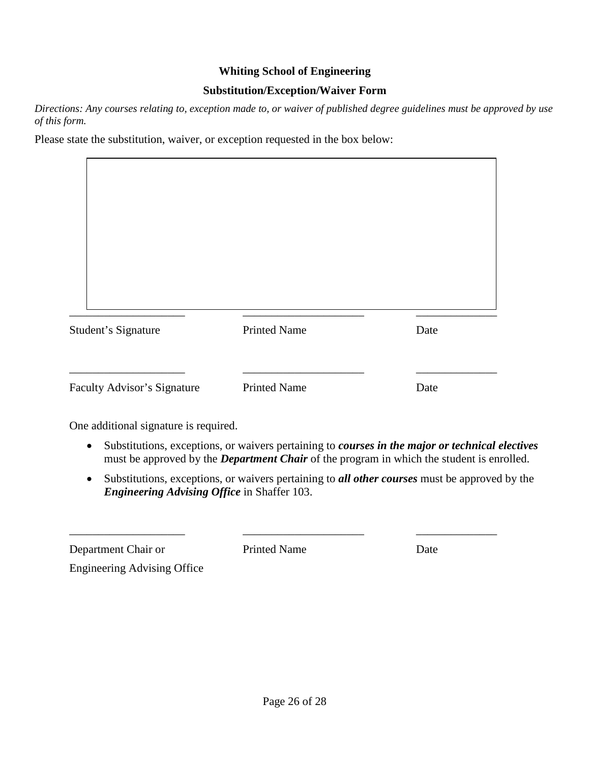**Whiting School of Engineering**

**Substitution/Exception/Waiver Form**

*Directions: Any courses relating to, exception made to, or waiver of published degree guidelines must be approved by use of this form.*

Please state the substitution, waiver, or exception requested in the box below:

| |
|---|
| |

| ____________________ | ____________________ | ______________ |
|---|---|---|
| Student's Signature | Printed Name | Date |
| ____________________ | ____________________ | ______________ |
| Faculty Advisor's Signature | Printed Name | Date |

One additional signature is required.

- Substitutions, exceptions, or waivers pertaining to ***courses in the major or technical electives*** must be approved by the ***Department Chair*** of the program in which the student is enrolled.
- Substitutions, exceptions, or waivers pertaining to ***all other courses*** must be approved by the ***Engineering Advising Office*** in Shaffer 103.

| ____________________ | ____________________ | ______________ |
|---|---|---|
| Department Chair or Engineering Advising Office | Printed Name | Date |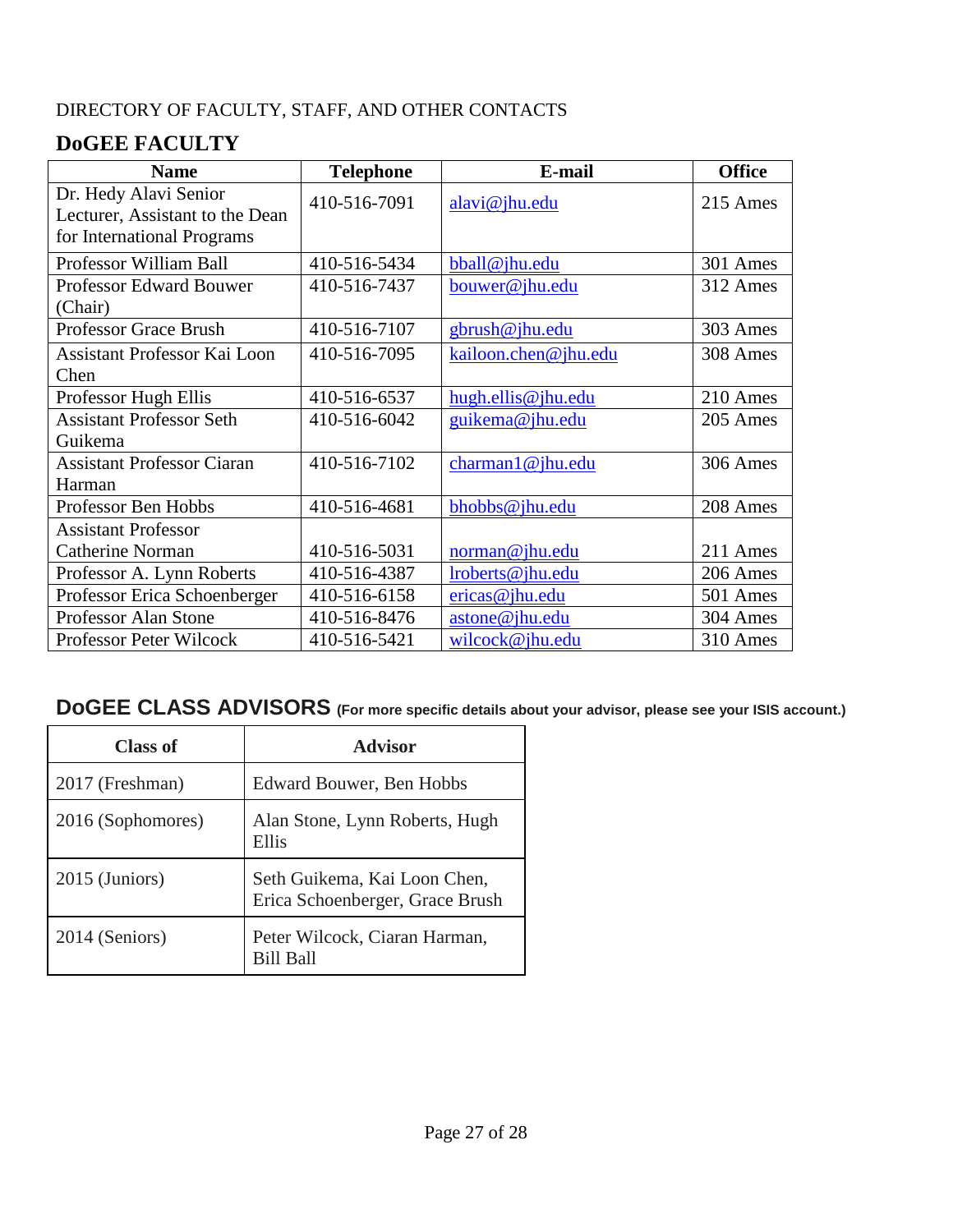DIRECTORY OF FACULTY, STAFF, AND OTHER CONTACTS

## DoGEE FACULTY

| Name | Telephone | E-mail | Office |
|---|---|---|---|
| Dr. Hedy Alavi Senior Lecturer, Assistant to the Dean for International Programs | 410-516-7091 | alavi@jhu.edu | 215 Ames |
| Professor William Ball | 410-516-5434 | bball@jhu.edu | 301 Ames |
| Professor Edward Bouwer (Chair) | 410-516-7437 | bouwer@jhu.edu | 312 Ames |
| Professor Grace Brush | 410-516-7107 | gbrush@jhu.edu | 303 Ames |
| Assistant Professor Kai Loon Chen | 410-516-7095 | kailoon.chen@jhu.edu | 308 Ames |
| Professor Hugh Ellis | 410-516-6537 | hugh.ellis@jhu.edu | 210 Ames |
| Assistant Professor Seth Guikema | 410-516-6042 | guikema@jhu.edu | 205 Ames |
| Assistant Professor Ciaran Harman | 410-516-7102 | charman1@jhu.edu | 306 Ames |
| Professor Ben Hobbs | 410-516-4681 | bhobbs@jhu.edu | 208 Ames |
| Assistant Professor Catherine Norman | 410-516-5031 | norman@jhu.edu | 211 Ames |
| Professor A. Lynn Roberts | 410-516-4387 | lroberts@jhu.edu | 206 Ames |
| Professor Erica Schoenberger | 410-516-6158 | ericas@jhu.edu | 501 Ames |
| Professor Alan Stone | 410-516-8476 | astone@jhu.edu | 304 Ames |
| Professor Peter Wilcock | 410-516-5421 | wilcock@jhu.edu | 310 Ames |

## DoGEE CLASS ADVISORS (For more specific details about your advisor, please see your ISIS account.)

| Class of | Advisor |
|---|---|
| 2017 (Freshman) | Edward Bouwer, Ben Hobbs |
| 2016 (Sophomores) | Alan Stone, Lynn Roberts, Hugh Ellis |
| 2015 (Juniors) | Seth Guikema, Kai Loon Chen, Erica Schoenberger, Grace Brush |
| 2014 (Seniors) | Peter Wilcock, Ciaran Harman, Bill Ball |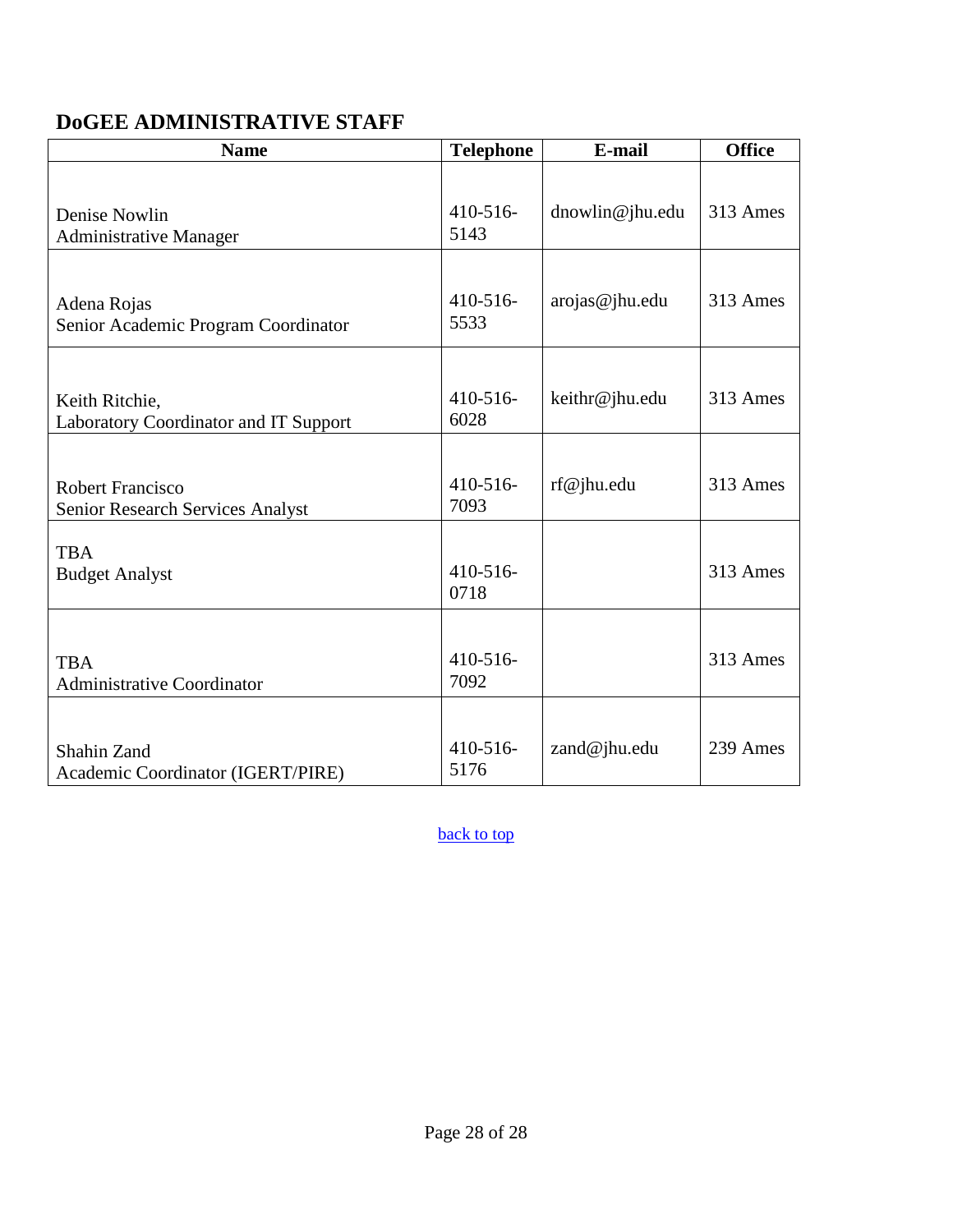## DoGEE ADMINISTRATIVE STAFF

| Name | Telephone | E-mail | Office |
|---|---|---|---|
| Denise Nowlin<br>Administrative Manager | 410-516-5143 | dnowlin@jhu.edu | 313 Ames |
| Adena Rojas<br>Senior Academic Program Coordinator | 410-516-5533 | arojas@jhu.edu | 313 Ames |
| Keith Ritchie,<br>Laboratory Coordinator and IT Support | 410-516-6028 | keithr@jhu.edu | 313 Ames |
| Robert Francisco<br>Senior Research Services Analyst | 410-516-7093 | rf@jhu.edu | 313 Ames |
| TBA<br>Budget Analyst | 410-516-0718 | | 313 Ames |
| TBA<br>Administrative Coordinator | 410-516-7092 | | 313 Ames |
| Shahin Zand<br>Academic Coordinator (IGERT/PIRE) | 410-516-5176 | zand@jhu.edu | 239 Ames |

back to top